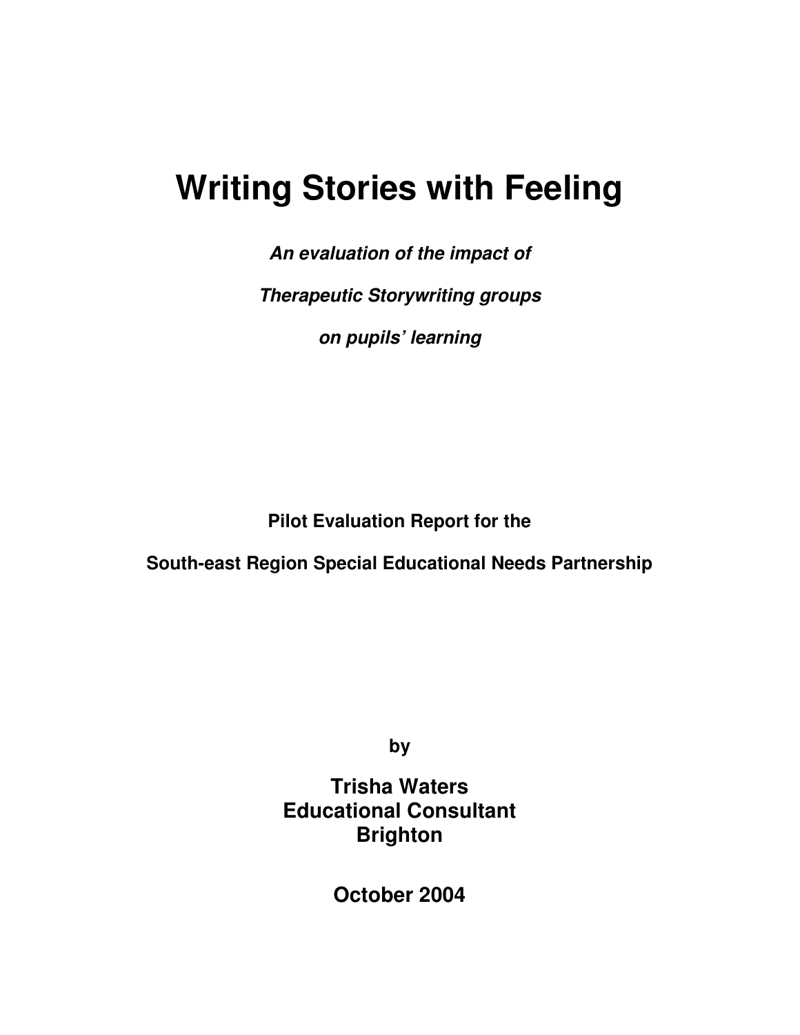# Writing Stories with Feeling

***An evaluation of the impact of***

***Therapeutic Storywriting groups***

***on pupils' learning***

**Pilot Evaluation Report for the**

**South-east Region Special Educational Needs Partnership**

**by**

**Trisha Waters**
**Educational Consultant**
**Brighton**

**October 2004**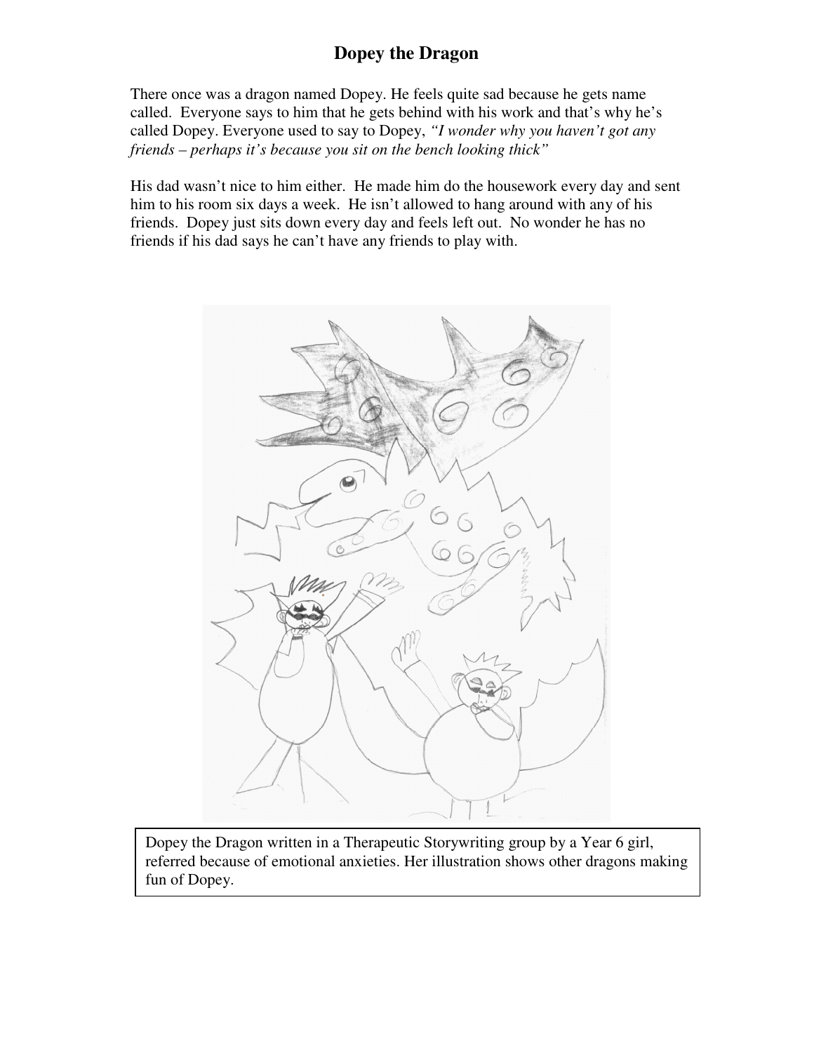# Dopey the Dragon

There once was a dragon named Dopey. He feels quite sad because he gets name called. Everyone says to him that he gets behind with his work and that's why he's called Dopey. Everyone used to say to Dopey, *"I wonder why you haven't got any friends – perhaps it's because you sit on the bench looking thick"*

His dad wasn't nice to him either. He made him do the housework every day and sent him to his room six days a week. He isn't allowed to hang around with any of his friends. Dopey just sits down every day and feels left out. No wonder he has no friends if his dad says he can't have any friends to play with.

Dopey the Dragon written in a Therapeutic Storywriting group by a Year 6 girl, referred because of emotional anxieties. Her illustration shows other dragons making fun of Dopey.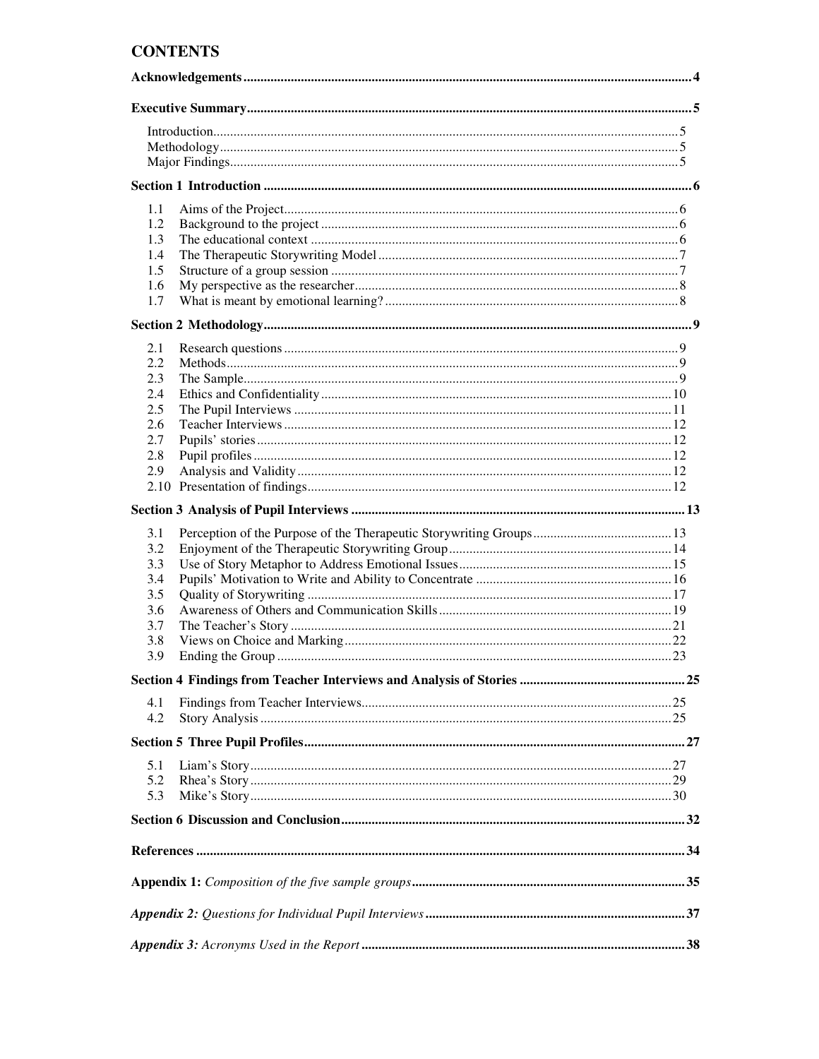# CONTENTS

**Acknowledgements** .......... 4

**Executive Summary** .......... 5

Introduction .......... 5
Methodology .......... 5
Major Findings .......... 5

**Section 1 Introduction** .......... 6

1.1 Aims of the Project .......... 6
1.2 Background to the project .......... 6
1.3 The educational context .......... 6
1.4 The Therapeutic Storywriting Model .......... 7
1.5 Structure of a group session .......... 7
1.6 My perspective as the researcher .......... 8
1.7 What is meant by emotional learning? .......... 8

**Section 2 Methodology** .......... 9

2.1 Research questions .......... 9
2.2 Methods .......... 9
2.3 The Sample .......... 9
2.4 Ethics and Confidentiality .......... 10
2.5 The Pupil Interviews .......... 11
2.6 Teacher Interviews .......... 12
2.7 Pupils' stories .......... 12
2.8 Pupil profiles .......... 12
2.9 Analysis and Validity .......... 12
2.10 Presentation of findings .......... 12

**Section 3 Analysis of Pupil Interviews** .......... 13

3.1 Perception of the Purpose of the Therapeutic Storywriting Groups .......... 13
3.2 Enjoyment of the Therapeutic Storywriting Group .......... 14
3.3 Use of Story Metaphor to Address Emotional Issues .......... 15
3.4 Pupils' Motivation to Write and Ability to Concentrate .......... 16
3.5 Quality of Storywriting .......... 17
3.6 Awareness of Others and Communication Skills .......... 19
3.7 The Teacher's Story .......... 21
3.8 Views on Choice and Marking .......... 22
3.9 Ending the Group .......... 23

**Section 4 Findings from Teacher Interviews and Analysis of Stories** .......... 25

4.1 Findings from Teacher Interviews .......... 25
4.2 Story Analysis .......... 25

**Section 5 Three Pupil Profiles** .......... 27

5.1 Liam's Story .......... 27
5.2 Rhea's Story .......... 29
5.3 Mike's Story .......... 30

**Section 6 Discussion and Conclusion** .......... 32

**References** .......... 34

**Appendix 1:** *Composition of the five sample groups* .......... 35

***Appendix 2:*** *Questions for Individual Pupil Interviews* .......... 37

***Appendix 3:*** *Acronyms Used in the Report* .......... 38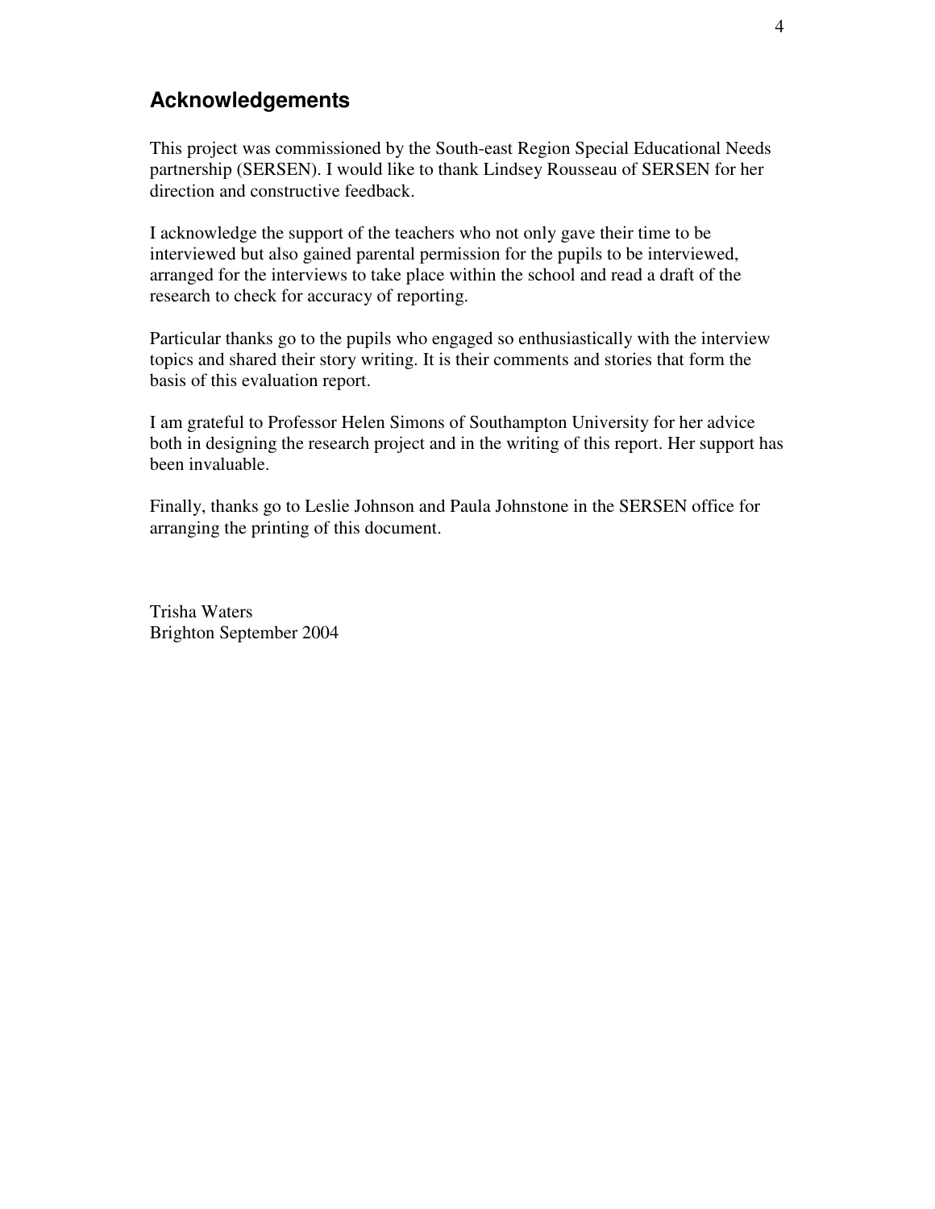## Acknowledgements

This project was commissioned by the South-east Region Special Educational Needs partnership (SERSEN). I would like to thank Lindsey Rousseau of SERSEN for her direction and constructive feedback.

I acknowledge the support of the teachers who not only gave their time to be interviewed but also gained parental permission for the pupils to be interviewed, arranged for the interviews to take place within the school and read a draft of the research to check for accuracy of reporting.

Particular thanks go to the pupils who engaged so enthusiastically with the interview topics and shared their story writing. It is their comments and stories that form the basis of this evaluation report.

I am grateful to Professor Helen Simons of Southampton University for her advice both in designing the research project and in the writing of this report. Her support has been invaluable.

Finally, thanks go to Leslie Johnson and Paula Johnstone in the SERSEN office for arranging the printing of this document.

Trisha Waters
Brighton September 2004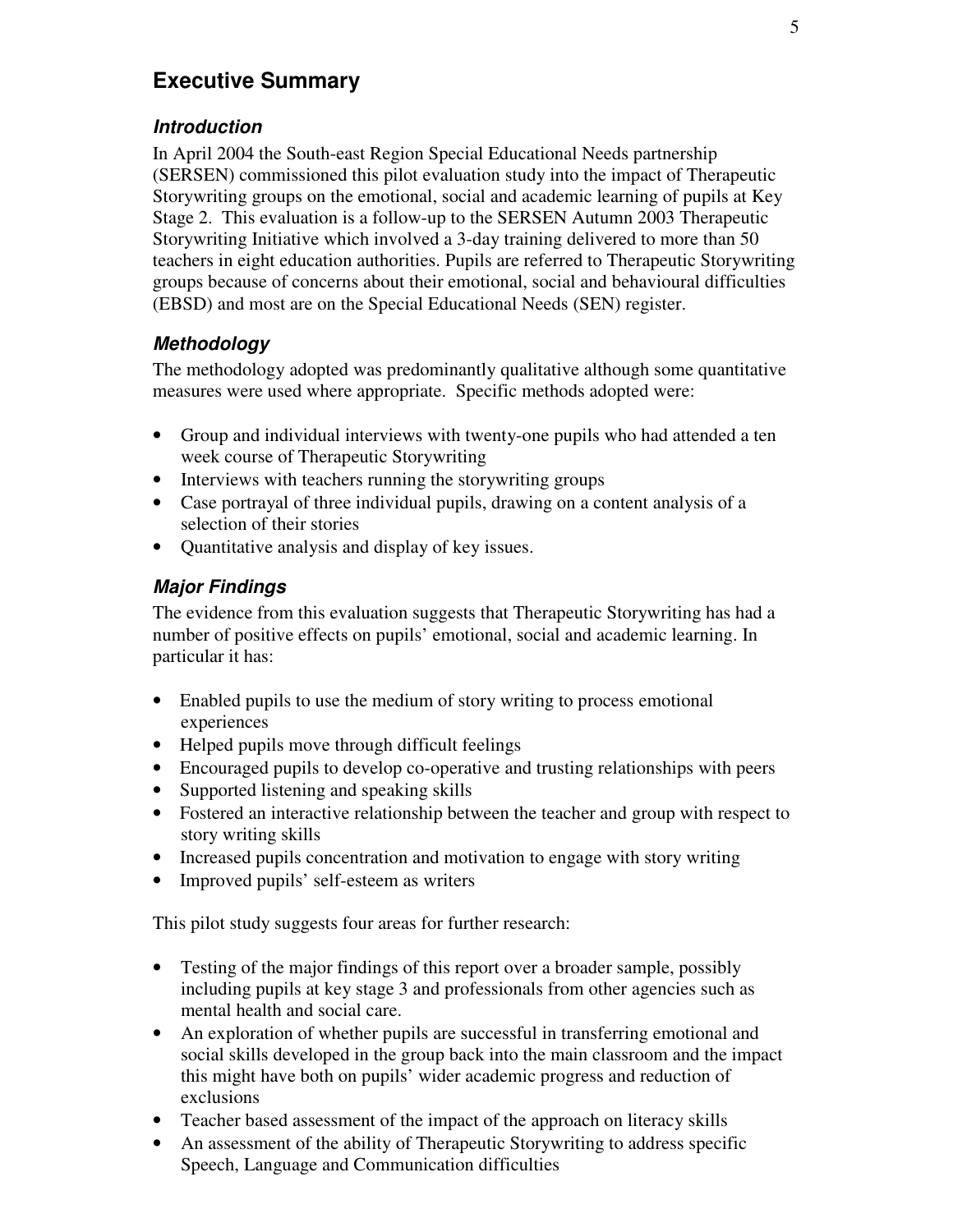# Executive Summary

### *Introduction*

In April 2004 the South-east Region Special Educational Needs partnership (SERSEN) commissioned this pilot evaluation study into the impact of Therapeutic Storywriting groups on the emotional, social and academic learning of pupils at Key Stage 2. This evaluation is a follow-up to the SERSEN Autumn 2003 Therapeutic Storywriting Initiative which involved a 3-day training delivered to more than 50 teachers in eight education authorities. Pupils are referred to Therapeutic Storywriting groups because of concerns about their emotional, social and behavioural difficulties (EBSD) and most are on the Special Educational Needs (SEN) register.

### *Methodology*

The methodology adopted was predominantly qualitative although some quantitative measures were used where appropriate. Specific methods adopted were:

- Group and individual interviews with twenty-one pupils who had attended a ten week course of Therapeutic Storywriting
- Interviews with teachers running the storywriting groups
- Case portrayal of three individual pupils, drawing on a content analysis of a selection of their stories
- Quantitative analysis and display of key issues.

### *Major Findings*

The evidence from this evaluation suggests that Therapeutic Storywriting has had a number of positive effects on pupils' emotional, social and academic learning. In particular it has:

- Enabled pupils to use the medium of story writing to process emotional experiences
- Helped pupils move through difficult feelings
- Encouraged pupils to develop co-operative and trusting relationships with peers
- Supported listening and speaking skills
- Fostered an interactive relationship between the teacher and group with respect to story writing skills
- Increased pupils concentration and motivation to engage with story writing
- Improved pupils' self-esteem as writers

This pilot study suggests four areas for further research:

- Testing of the major findings of this report over a broader sample, possibly including pupils at key stage 3 and professionals from other agencies such as mental health and social care.
- An exploration of whether pupils are successful in transferring emotional and social skills developed in the group back into the main classroom and the impact this might have both on pupils' wider academic progress and reduction of exclusions
- Teacher based assessment of the impact of the approach on literacy skills
- An assessment of the ability of Therapeutic Storywriting to address specific Speech, Language and Communication difficulties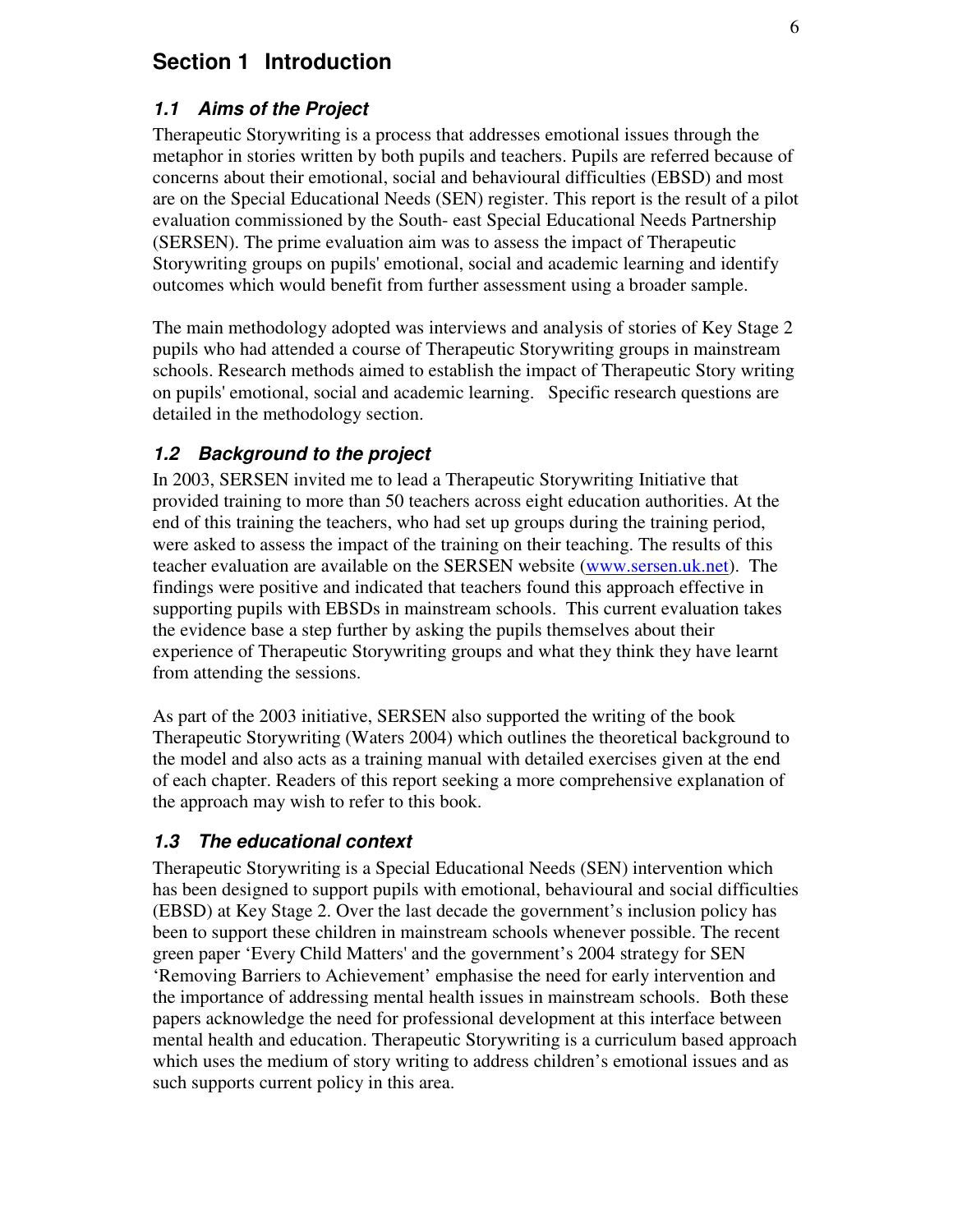# Section 1 Introduction

## *1.1 Aims of the Project*

Therapeutic Storywriting is a process that addresses emotional issues through the metaphor in stories written by both pupils and teachers. Pupils are referred because of concerns about their emotional, social and behavioural difficulties (EBSD) and most are on the Special Educational Needs (SEN) register. This report is the result of a pilot evaluation commissioned by the South- east Special Educational Needs Partnership (SERSEN). The prime evaluation aim was to assess the impact of Therapeutic Storywriting groups on pupils' emotional, social and academic learning and identify outcomes which would benefit from further assessment using a broader sample.

The main methodology adopted was interviews and analysis of stories of Key Stage 2 pupils who had attended a course of Therapeutic Storywriting groups in mainstream schools. Research methods aimed to establish the impact of Therapeutic Story writing on pupils' emotional, social and academic learning. Specific research questions are detailed in the methodology section.

## *1.2 Background to the project*

In 2003, SERSEN invited me to lead a Therapeutic Storywriting Initiative that provided training to more than 50 teachers across eight education authorities. At the end of this training the teachers, who had set up groups during the training period, were asked to assess the impact of the training on their teaching. The results of this teacher evaluation are available on the SERSEN website (www.sersen.uk.net). The findings were positive and indicated that teachers found this approach effective in supporting pupils with EBSDs in mainstream schools. This current evaluation takes the evidence base a step further by asking the pupils themselves about their experience of Therapeutic Storywriting groups and what they think they have learnt from attending the sessions.

As part of the 2003 initiative, SERSEN also supported the writing of the book Therapeutic Storywriting (Waters 2004) which outlines the theoretical background to the model and also acts as a training manual with detailed exercises given at the end of each chapter. Readers of this report seeking a more comprehensive explanation of the approach may wish to refer to this book.

## *1.3 The educational context*

Therapeutic Storywriting is a Special Educational Needs (SEN) intervention which has been designed to support pupils with emotional, behavioural and social difficulties (EBSD) at Key Stage 2. Over the last decade the government's inclusion policy has been to support these children in mainstream schools whenever possible. The recent green paper 'Every Child Matters' and the government's 2004 strategy for SEN 'Removing Barriers to Achievement' emphasise the need for early intervention and the importance of addressing mental health issues in mainstream schools. Both these papers acknowledge the need for professional development at this interface between mental health and education. Therapeutic Storywriting is a curriculum based approach which uses the medium of story writing to address children's emotional issues and as such supports current policy in this area.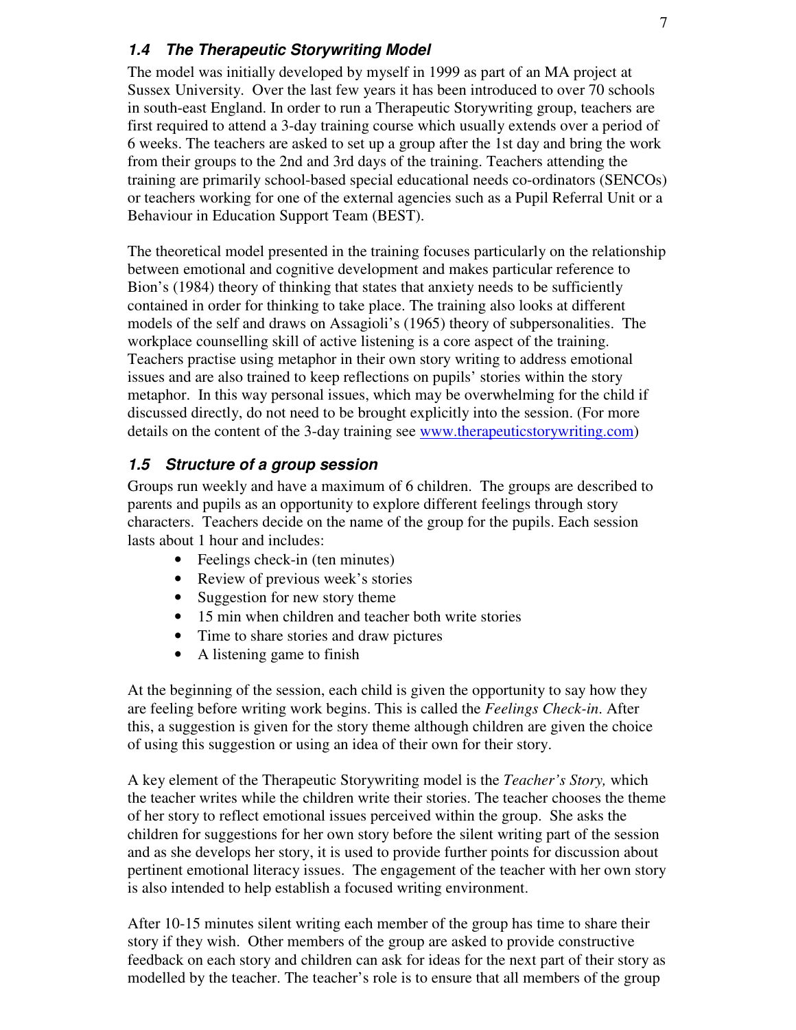### 1.4 The Therapeutic Storywriting Model

The model was initially developed by myself in 1999 as part of an MA project at Sussex University. Over the last few years it has been introduced to over 70 schools in south-east England. In order to run a Therapeutic Storywriting group, teachers are first required to attend a 3-day training course which usually extends over a period of 6 weeks. The teachers are asked to set up a group after the 1st day and bring the work from their groups to the 2nd and 3rd days of the training. Teachers attending the training are primarily school-based special educational needs co-ordinators (SENCOs) or teachers working for one of the external agencies such as a Pupil Referral Unit or a Behaviour in Education Support Team (BEST).

The theoretical model presented in the training focuses particularly on the relationship between emotional and cognitive development and makes particular reference to Bion's (1984) theory of thinking that states that anxiety needs to be sufficiently contained in order for thinking to take place. The training also looks at different models of the self and draws on Assagioli's (1965) theory of subpersonalities. The workplace counselling skill of active listening is a core aspect of the training. Teachers practise using metaphor in their own story writing to address emotional issues and are also trained to keep reflections on pupils' stories within the story metaphor. In this way personal issues, which may be overwhelming for the child if discussed directly, do not need to be brought explicitly into the session. (For more details on the content of the 3-day training see [www.therapeuticstorywriting.com](www.therapeuticstorywriting.com))

### 1.5 Structure of a group session

Groups run weekly and have a maximum of 6 children. The groups are described to parents and pupils as an opportunity to explore different feelings through story characters. Teachers decide on the name of the group for the pupils. Each session lasts about 1 hour and includes:

- Feelings check-in (ten minutes)
- Review of previous week's stories
- Suggestion for new story theme
- 15 min when children and teacher both write stories
- Time to share stories and draw pictures
- A listening game to finish

At the beginning of the session, each child is given the opportunity to say how they are feeling before writing work begins. This is called the *Feelings Check-in*. After this, a suggestion is given for the story theme although children are given the choice of using this suggestion or using an idea of their own for their story.

A key element of the Therapeutic Storywriting model is the *Teacher's Story,* which the teacher writes while the children write their stories. The teacher chooses the theme of her story to reflect emotional issues perceived within the group. She asks the children for suggestions for her own story before the silent writing part of the session and as she develops her story, it is used to provide further points for discussion about pertinent emotional literacy issues. The engagement of the teacher with her own story is also intended to help establish a focused writing environment.

After 10-15 minutes silent writing each member of the group has time to share their story if they wish. Other members of the group are asked to provide constructive feedback on each story and children can ask for ideas for the next part of their story as modelled by the teacher. The teacher's role is to ensure that all members of the group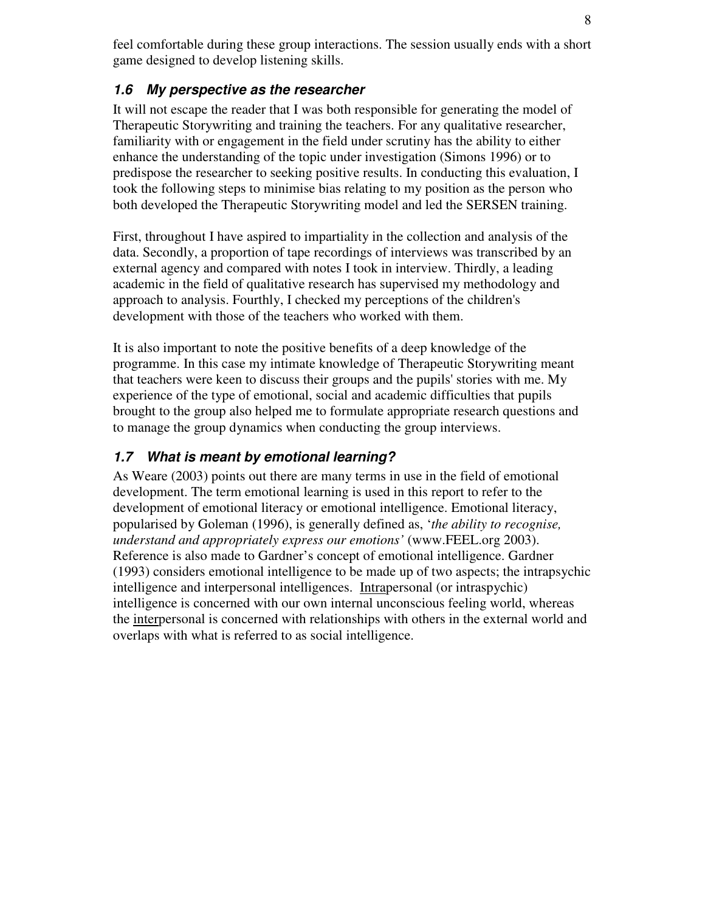feel comfortable during these group interactions. The session usually ends with a short game designed to develop listening skills.

### *1.6 My perspective as the researcher*

It will not escape the reader that I was both responsible for generating the model of Therapeutic Storywriting and training the teachers. For any qualitative researcher, familiarity with or engagement in the field under scrutiny has the ability to either enhance the understanding of the topic under investigation (Simons 1996) or to predispose the researcher to seeking positive results. In conducting this evaluation, I took the following steps to minimise bias relating to my position as the person who both developed the Therapeutic Storywriting model and led the SERSEN training.

First, throughout I have aspired to impartiality in the collection and analysis of the data. Secondly, a proportion of tape recordings of interviews was transcribed by an external agency and compared with notes I took in interview. Thirdly, a leading academic in the field of qualitative research has supervised my methodology and approach to analysis. Fourthly, I checked my perceptions of the children's development with those of the teachers who worked with them.

It is also important to note the positive benefits of a deep knowledge of the programme. In this case my intimate knowledge of Therapeutic Storywriting meant that teachers were keen to discuss their groups and the pupils' stories with me. My experience of the type of emotional, social and academic difficulties that pupils brought to the group also helped me to formulate appropriate research questions and to manage the group dynamics when conducting the group interviews.

### *1.7 What is meant by emotional learning?*

As Weare (2003) points out there are many terms in use in the field of emotional development. The term emotional learning is used in this report to refer to the development of emotional literacy or emotional intelligence. Emotional literacy, popularised by Goleman (1996), is generally defined as, '*the ability to recognise, understand and appropriately express our emotions'* (www.FEEL.org 2003). Reference is also made to Gardner's concept of emotional intelligence. Gardner (1993) considers emotional intelligence to be made up of two aspects; the intrapsychic intelligence and interpersonal intelligences. <u>Intra</u>personal (or intraspychic) intelligence is concerned with our own internal unconscious feeling world, whereas the <u>inter</u>personal is concerned with relationships with others in the external world and overlaps with what is referred to as social intelligence.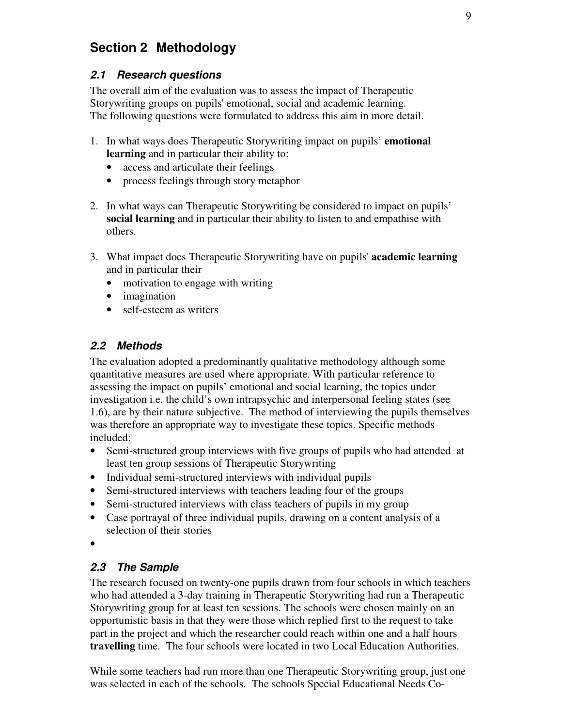## Section 2 Methodology

### *2.1 Research questions*

The overall aim of the evaluation was to assess the impact of Therapeutic Storywriting groups on pupils' emotional, social and academic learning. The following questions were formulated to address this aim in more detail.

1. In what ways does Therapeutic Storywriting impact on pupils' **emotional learning** and in particular their ability to:
   - access and articulate their feelings
   - process feelings through story metaphor

2. In what ways can Therapeutic Storywriting be considered to impact on pupils' **social learning** and in particular their ability to listen to and empathise with others.

3. What impact does Therapeutic Storywriting have on pupils' **academic learning** and in particular their
   - motivation to engage with writing
   - imagination
   - self-esteem as writers

### *2.2 Methods*

The evaluation adopted a predominantly qualitative methodology although some quantitative measures are used where appropriate. With particular reference to assessing the impact on pupils' emotional and social learning, the topics under investigation i.e. the child's own intrapsychic and interpersonal feeling states (see 1.6), are by their nature subjective. The method of interviewing the pupils themselves was therefore an appropriate way to investigate these topics. Specific methods included:

- Semi-structured group interviews with five groups of pupils who had attended at least ten group sessions of Therapeutic Storywriting
- Individual semi-structured interviews with individual pupils
- Semi-structured interviews with teachers leading four of the groups
- Semi-structured interviews with class teachers of pupils in my group
- Case portrayal of three individual pupils, drawing on a content analysis of a selection of their stories
-

### *2.3 The Sample*

The research focused on twenty-one pupils drawn from four schools in which teachers who had attended a 3-day training in Therapeutic Storywriting had run a Therapeutic Storywriting group for at least ten sessions. The schools were chosen mainly on an opportunistic basis in that they were those which replied first to the request to take part in the project and which the researcher could reach within one and a half hours **travelling** time. The four schools were located in two Local Education Authorities.

While some teachers had run more than one Therapeutic Storywriting group, just one was selected in each of the schools. The schools Special Educational Needs Co-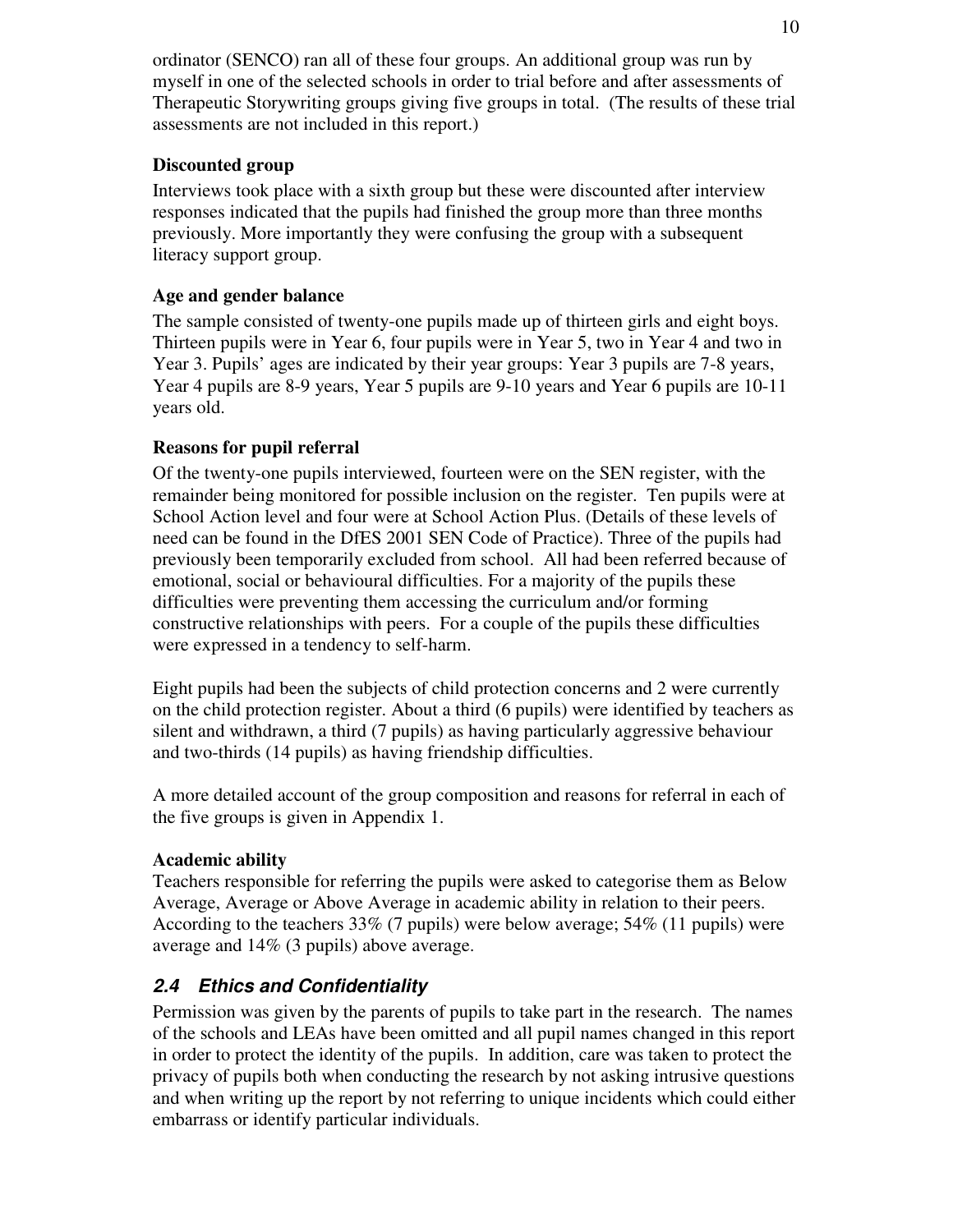ordinator (SENCO) ran all of these four groups. An additional group was run by myself in one of the selected schools in order to trial before and after assessments of Therapeutic Storywriting groups giving five groups in total. (The results of these trial assessments are not included in this report.)

**Discounted group**

Interviews took place with a sixth group but these were discounted after interview responses indicated that the pupils had finished the group more than three months previously. More importantly they were confusing the group with a subsequent literacy support group.

**Age and gender balance**

The sample consisted of twenty-one pupils made up of thirteen girls and eight boys. Thirteen pupils were in Year 6, four pupils were in Year 5, two in Year 4 and two in Year 3. Pupils' ages are indicated by their year groups: Year 3 pupils are 7-8 years, Year 4 pupils are 8-9 years, Year 5 pupils are 9-10 years and Year 6 pupils are 10-11 years old.

**Reasons for pupil referral**

Of the twenty-one pupils interviewed, fourteen were on the SEN register, with the remainder being monitored for possible inclusion on the register. Ten pupils were at School Action level and four were at School Action Plus. (Details of these levels of need can be found in the DfES 2001 SEN Code of Practice). Three of the pupils had previously been temporarily excluded from school. All had been referred because of emotional, social or behavioural difficulties. For a majority of the pupils these difficulties were preventing them accessing the curriculum and/or forming constructive relationships with peers. For a couple of the pupils these difficulties were expressed in a tendency to self-harm.

Eight pupils had been the subjects of child protection concerns and 2 were currently on the child protection register. About a third (6 pupils) were identified by teachers as silent and withdrawn, a third (7 pupils) as having particularly aggressive behaviour and two-thirds (14 pupils) as having friendship difficulties.

A more detailed account of the group composition and reasons for referral in each of the five groups is given in Appendix 1.

**Academic ability**

Teachers responsible for referring the pupils were asked to categorise them as Below Average, Average or Above Average in academic ability in relation to their peers. According to the teachers 33% (7 pupils) were below average; 54% (11 pupils) were average and 14% (3 pupils) above average.

### *2.4 Ethics and Confidentiality*

Permission was given by the parents of pupils to take part in the research. The names of the schools and LEAs have been omitted and all pupil names changed in this report in order to protect the identity of the pupils. In addition, care was taken to protect the privacy of pupils both when conducting the research by not asking intrusive questions and when writing up the report by not referring to unique incidents which could either embarrass or identify particular individuals.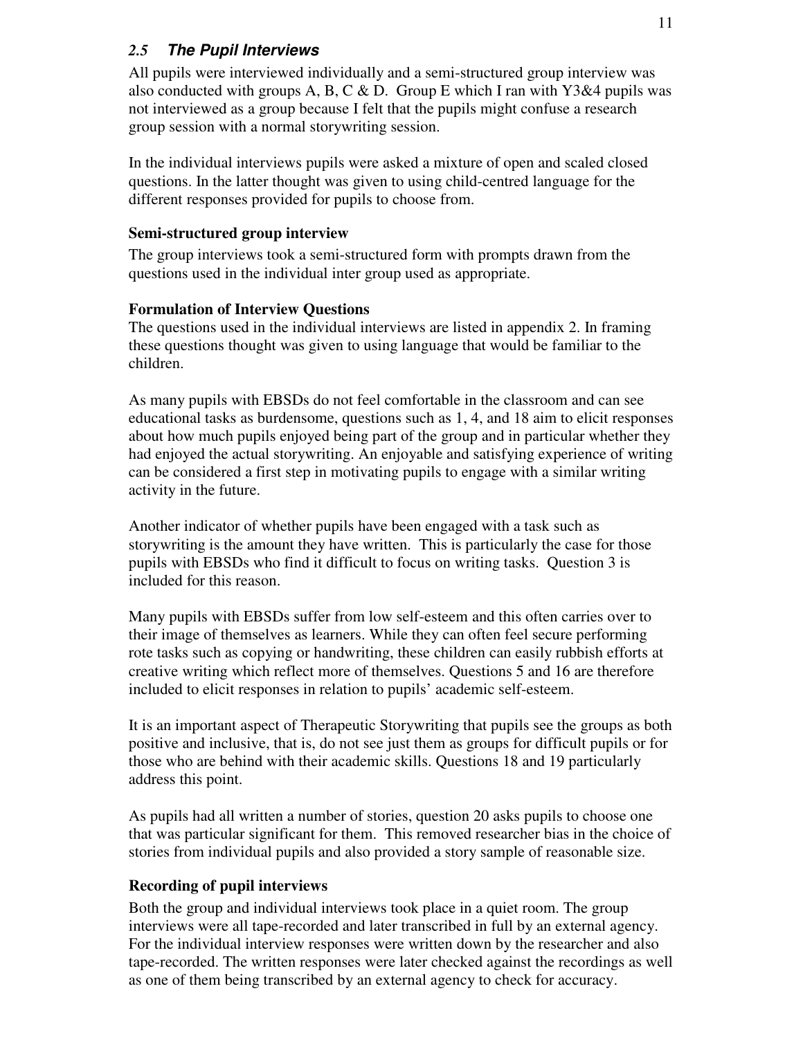## *2.5 The Pupil Interviews*

All pupils were interviewed individually and a semi-structured group interview was also conducted with groups A, B, C & D. Group E which I ran with Y3&4 pupils was not interviewed as a group because I felt that the pupils might confuse a research group session with a normal storywriting session.

In the individual interviews pupils were asked a mixture of open and scaled closed questions. In the latter thought was given to using child-centred language for the different responses provided for pupils to choose from.

**Semi-structured group interview**

The group interviews took a semi-structured form with prompts drawn from the questions used in the individual inter group used as appropriate.

**Formulation of Interview Questions**

The questions used in the individual interviews are listed in appendix 2. In framing these questions thought was given to using language that would be familiar to the children.

As many pupils with EBSDs do not feel comfortable in the classroom and can see educational tasks as burdensome, questions such as 1, 4, and 18 aim to elicit responses about how much pupils enjoyed being part of the group and in particular whether they had enjoyed the actual storywriting. An enjoyable and satisfying experience of writing can be considered a first step in motivating pupils to engage with a similar writing activity in the future.

Another indicator of whether pupils have been engaged with a task such as storywriting is the amount they have written. This is particularly the case for those pupils with EBSDs who find it difficult to focus on writing tasks. Question 3 is included for this reason.

Many pupils with EBSDs suffer from low self-esteem and this often carries over to their image of themselves as learners. While they can often feel secure performing rote tasks such as copying or handwriting, these children can easily rubbish efforts at creative writing which reflect more of themselves. Questions 5 and 16 are therefore included to elicit responses in relation to pupils' academic self-esteem.

It is an important aspect of Therapeutic Storywriting that pupils see the groups as both positive and inclusive, that is, do not see just them as groups for difficult pupils or for those who are behind with their academic skills. Questions 18 and 19 particularly address this point.

As pupils had all written a number of stories, question 20 asks pupils to choose one that was particular significant for them. This removed researcher bias in the choice of stories from individual pupils and also provided a story sample of reasonable size.

**Recording of pupil interviews**

Both the group and individual interviews took place in a quiet room. The group interviews were all tape-recorded and later transcribed in full by an external agency. For the individual interview responses were written down by the researcher and also tape-recorded. The written responses were later checked against the recordings as well as one of them being transcribed by an external agency to check for accuracy.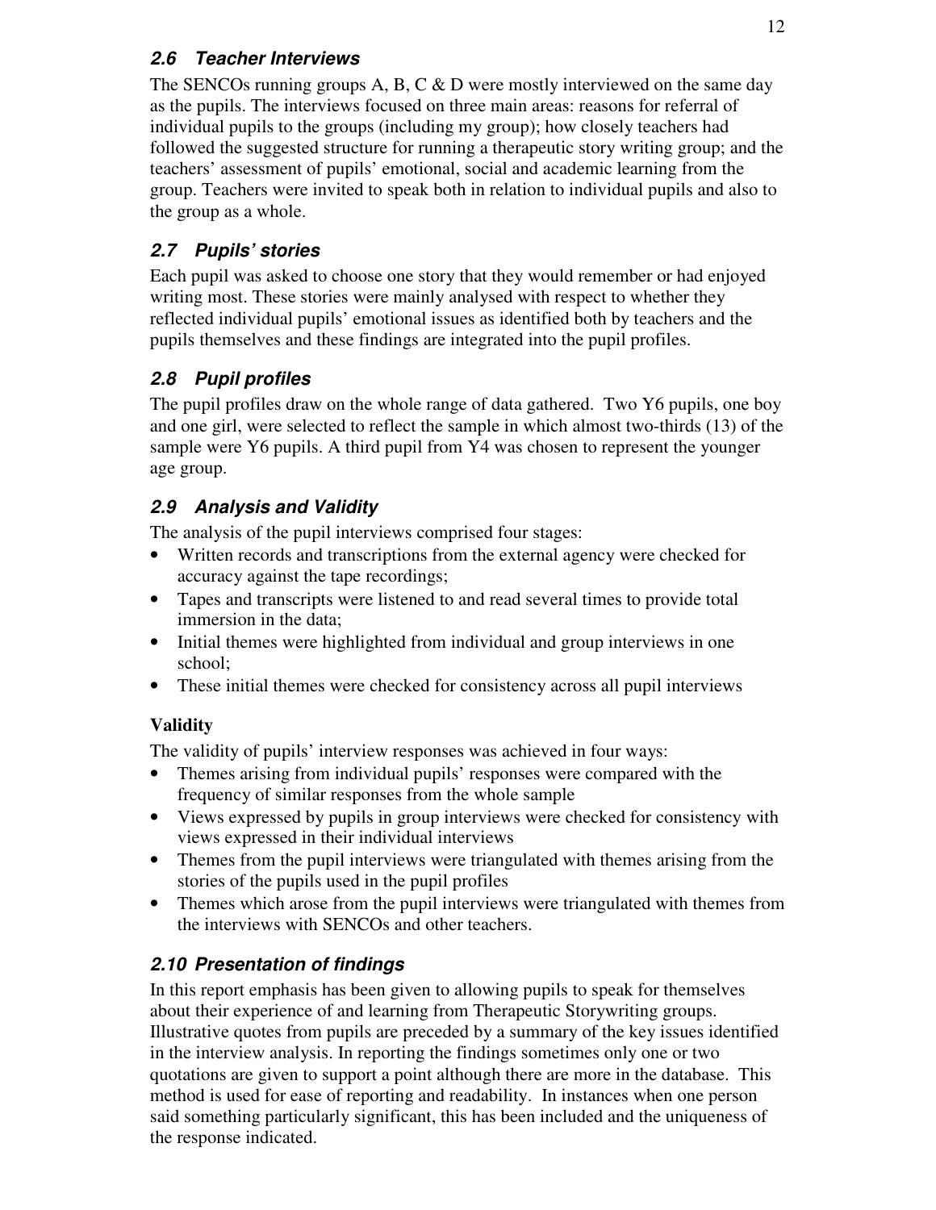### 2.6 Teacher Interviews

The SENCOs running groups A, B, C & D were mostly interviewed on the same day as the pupils. The interviews focused on three main areas: reasons for referral of individual pupils to the groups (including my group); how closely teachers had followed the suggested structure for running a therapeutic story writing group; and the teachers' assessment of pupils' emotional, social and academic learning from the group. Teachers were invited to speak both in relation to individual pupils and also to the group as a whole.

### 2.7 Pupils' stories

Each pupil was asked to choose one story that they would remember or had enjoyed writing most. These stories were mainly analysed with respect to whether they reflected individual pupils' emotional issues as identified both by teachers and the pupils themselves and these findings are integrated into the pupil profiles.

### 2.8 Pupil profiles

The pupil profiles draw on the whole range of data gathered. Two Y6 pupils, one boy and one girl, were selected to reflect the sample in which almost two-thirds (13) of the sample were Y6 pupils. A third pupil from Y4 was chosen to represent the younger age group.

### 2.9 Analysis and Validity

The analysis of the pupil interviews comprised four stages:

- Written records and transcriptions from the external agency were checked for accuracy against the tape recordings;
- Tapes and transcripts were listened to and read several times to provide total immersion in the data;
- Initial themes were highlighted from individual and group interviews in one school;
- These initial themes were checked for consistency across all pupil interviews

**Validity**

The validity of pupils' interview responses was achieved in four ways:

- Themes arising from individual pupils' responses were compared with the frequency of similar responses from the whole sample
- Views expressed by pupils in group interviews were checked for consistency with views expressed in their individual interviews
- Themes from the pupil interviews were triangulated with themes arising from the stories of the pupils used in the pupil profiles
- Themes which arose from the pupil interviews were triangulated with themes from the interviews with SENCOs and other teachers.

### 2.10 Presentation of findings

In this report emphasis has been given to allowing pupils to speak for themselves about their experience of and learning from Therapeutic Storywriting groups. Illustrative quotes from pupils are preceded by a summary of the key issues identified in the interview analysis. In reporting the findings sometimes only one or two quotations are given to support a point although there are more in the database. This method is used for ease of reporting and readability. In instances when one person said something particularly significant, this has been included and the uniqueness of the response indicated.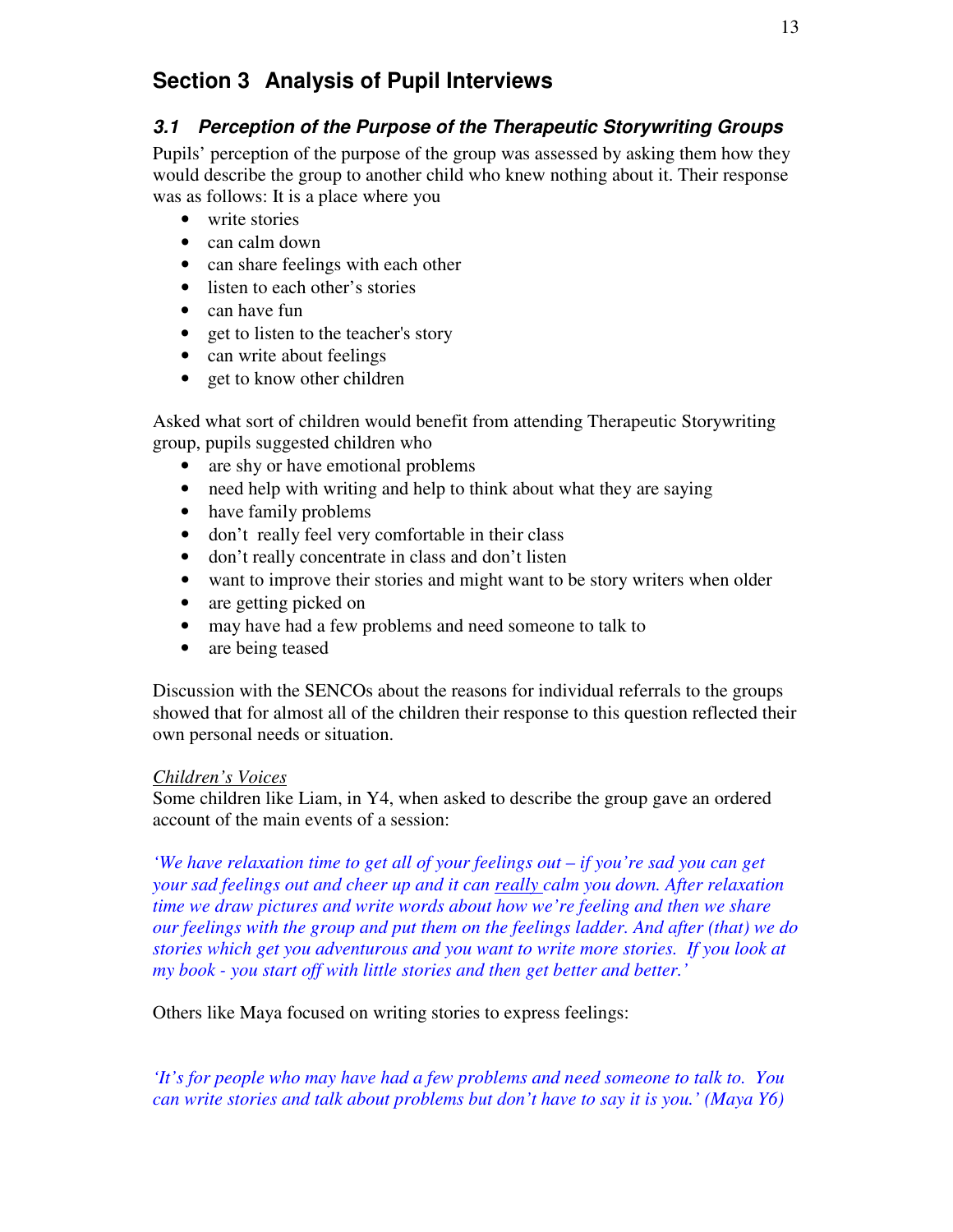## Section 3 Analysis of Pupil Interviews

### *3.1 Perception of the Purpose of the Therapeutic Storywriting Groups*

Pupils' perception of the purpose of the group was assessed by asking them how they would describe the group to another child who knew nothing about it. Their response was as follows: It is a place where you

- write stories
- can calm down
- can share feelings with each other
- listen to each other's stories
- can have fun
- get to listen to the teacher's story
- can write about feelings
- get to know other children

Asked what sort of children would benefit from attending Therapeutic Storywriting group, pupils suggested children who

- are shy or have emotional problems
- need help with writing and help to think about what they are saying
- have family problems
- don't really feel very comfortable in their class
- don't really concentrate in class and don't listen
- want to improve their stories and might want to be story writers when older
- are getting picked on
- may have had a few problems and need someone to talk to
- are being teased

Discussion with the SENCOs about the reasons for individual referrals to the groups showed that for almost all of the children their response to this question reflected their own personal needs or situation.

<u>Children's Voices</u>

Some children like Liam, in Y4, when asked to describe the group gave an ordered account of the main events of a session:

*'We have relaxation time to get all of your feelings out – if you're sad you can get your sad feelings out and cheer up and it can <u>really</u> calm you down. After relaxation time we draw pictures and write words about how we're feeling and then we share our feelings with the group and put them on the feelings ladder. And after (that) we do stories which get you adventurous and you want to write more stories. If you look at my book - you start off with little stories and then get better and better.'*

Others like Maya focused on writing stories to express feelings:

*'It's for people who may have had a few problems and need someone to talk to. You can write stories and talk about problems but don't have to say it is you.' (Maya Y6)*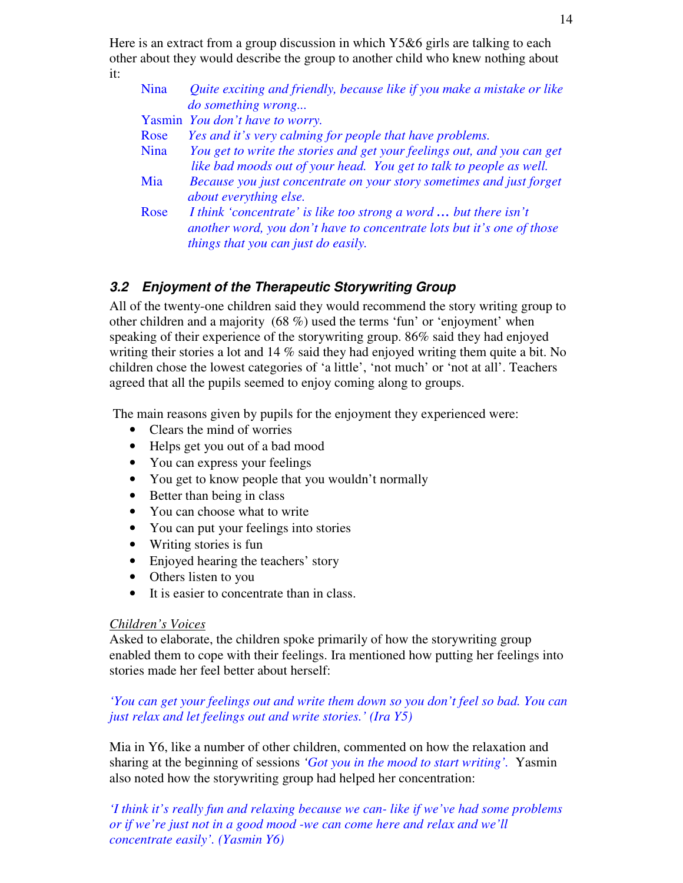Here is an extract from a group discussion in which Y5&6 girls are talking to each other about they would describe the group to another child who knew nothing about it:

> **Nina** *Quite exciting and friendly, because like if you make a mistake or like do something wrong...*
>
> **Yasmin** *You don't have to worry.*
>
> **Rose** *Yes and it's very calming for people that have problems.*
>
> **Nina** *You get to write the stories and get your feelings out, and you can get like bad moods out of your head. You get to talk to people as well.*
>
> **Mia** *Because you just concentrate on your story sometimes and just forget about everything else.*
>
> **Rose** *I think 'concentrate' is like too strong a word … but there isn't another word, you don't have to concentrate lots but it's one of those things that you can just do easily.*

### *3.2 Enjoyment of the Therapeutic Storywriting Group*

All of the twenty-one children said they would recommend the story writing group to other children and a majority (68 %) used the terms 'fun' or 'enjoyment' when speaking of their experience of the storywriting group. 86% said they had enjoyed writing their stories a lot and 14 % said they had enjoyed writing them quite a bit. No children chose the lowest categories of 'a little', 'not much' or 'not at all'. Teachers agreed that all the pupils seemed to enjoy coming along to groups.

The main reasons given by pupils for the enjoyment they experienced were:

- Clears the mind of worries
- Helps get you out of a bad mood
- You can express your feelings
- You get to know people that you wouldn't normally
- Better than being in class
- You can choose what to write
- You can put your feelings into stories
- Writing stories is fun
- Enjoyed hearing the teachers' story
- Others listen to you
- It is easier to concentrate than in class.

<u>*Children's Voices*</u>

Asked to elaborate, the children spoke primarily of how the storywriting group enabled them to cope with their feelings. Ira mentioned how putting her feelings into stories made her feel better about herself:

*'You can get your feelings out and write them down so you don't feel so bad. You can just relax and let feelings out and write stories.' (Ira Y5)*

Mia in Y6, like a number of other children, commented on how the relaxation and sharing at the beginning of sessions *'Got you in the mood to start writing'.* Yasmin also noted how the storywriting group had helped her concentration:

*'I think it's really fun and relaxing because we can- like if we've had some problems or if we're just not in a good mood -we can come here and relax and we'll concentrate easily'. (Yasmin Y6)*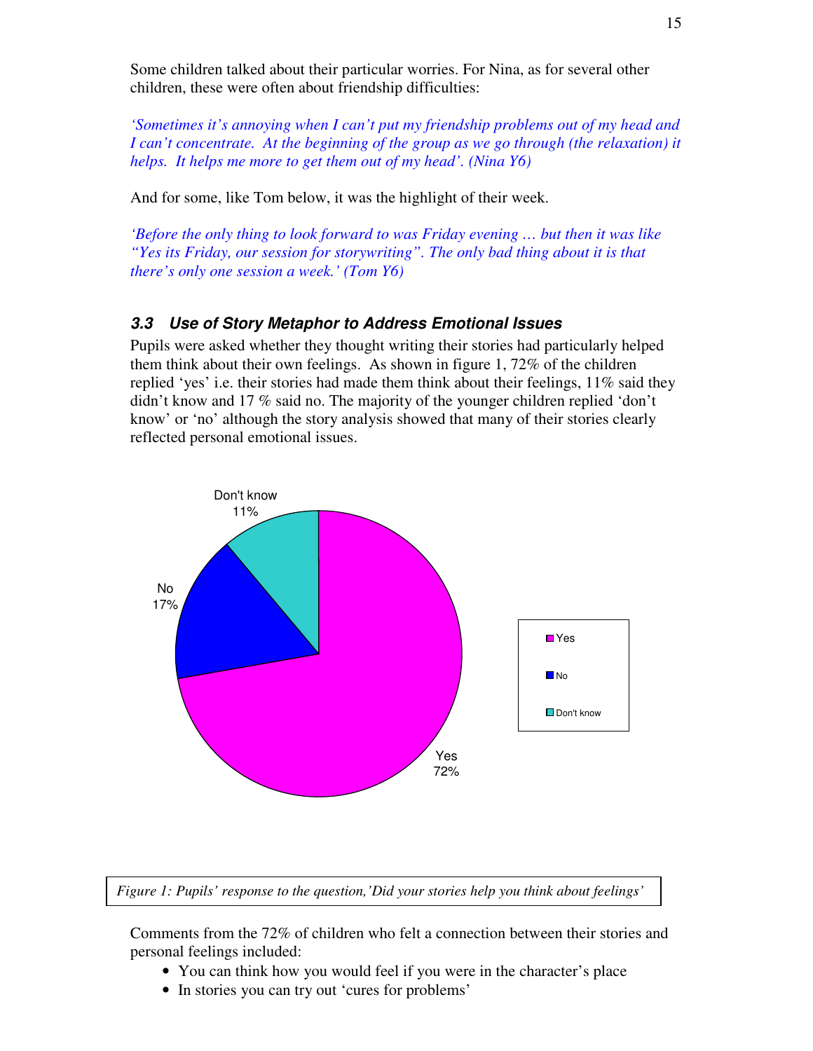Some children talked about their particular worries. For Nina, as for several other children, these were often about friendship difficulties:

*'Sometimes it's annoying when I can't put my friendship problems out of my head and I can't concentrate. At the beginning of the group as we go through (the relaxation) it helps. It helps me more to get them out of my head'. (Nina Y6)*

And for some, like Tom below, it was the highlight of their week.

*'Before the only thing to look forward to was Friday evening … but then it was like "Yes its Friday, our session for storywriting". The only bad thing about it is that there's only one session a week.' (Tom Y6)*

### 3.3 Use of Story Metaphor to Address Emotional Issues

Pupils were asked whether they thought writing their stories had particularly helped them think about their own feelings. As shown in figure 1, 72% of the children replied 'yes' i.e. their stories had made them think about their feelings, 11% said they didn't know and 17 % said no. The majority of the younger children replied 'don't know' or 'no' although the story analysis showed that many of their stories clearly reflected personal emotional issues.

| Response | Percentage |
| --- | --- |
| Yes | 72% |
| No | 17% |
| Don't know | 11% |

*Figure 1: Pupils' response to the question,'Did your stories help you think about feelings'*

Comments from the 72% of children who felt a connection between their stories and personal feelings included:

- You can think how you would feel if you were in the character's place
- In stories you can try out 'cures for problems'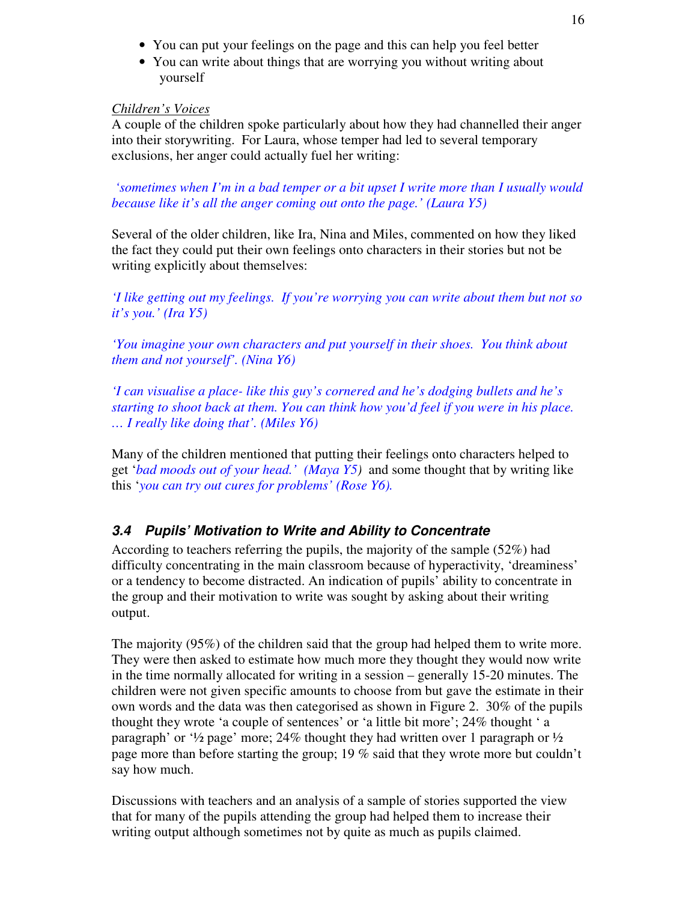- You can put your feelings on the page and this can help you feel better
- You can write about things that are worrying you without writing about yourself

<u>*Children's Voices*</u>

A couple of the children spoke particularly about how they had channelled their anger into their storywriting. For Laura, whose temper had led to several temporary exclusions, her anger could actually fuel her writing:

*'sometimes when I'm in a bad temper or a bit upset I write more than I usually would because like it's all the anger coming out onto the page.' (Laura Y5)*

Several of the older children, like Ira, Nina and Miles, commented on how they liked the fact they could put their own feelings onto characters in their stories but not be writing explicitly about themselves:

*'I like getting out my feelings. If you're worrying you can write about them but not so it's you.' (Ira Y5)*

*'You imagine your own characters and put yourself in their shoes. You think about them and not yourself'. (Nina Y6)*

*'I can visualise a place- like this guy's cornered and he's dodging bullets and he's starting to shoot back at them. You can think how you'd feel if you were in his place. … I really like doing that'. (Miles Y6)*

Many of the children mentioned that putting their feelings onto characters helped to get '*bad moods out of your head.' (Maya Y5)* and some thought that by writing like this '*you can try out cures for problems' (Rose Y6).*

### *3.4 Pupils' Motivation to Write and Ability to Concentrate*

According to teachers referring the pupils, the majority of the sample (52%) had difficulty concentrating in the main classroom because of hyperactivity, 'dreaminess' or a tendency to become distracted. An indication of pupils' ability to concentrate in the group and their motivation to write was sought by asking about their writing output.

The majority (95%) of the children said that the group had helped them to write more. They were then asked to estimate how much more they thought they would now write in the time normally allocated for writing in a session – generally 15-20 minutes. The children were not given specific amounts to choose from but gave the estimate in their own words and the data was then categorised as shown in Figure 2. 30% of the pupils thought they wrote 'a couple of sentences' or 'a little bit more'; 24% thought ' a paragraph' or '½ page' more; 24% thought they had written over 1 paragraph or ½ page more than before starting the group; 19 % said that they wrote more but couldn't say how much.

Discussions with teachers and an analysis of a sample of stories supported the view that for many of the pupils attending the group had helped them to increase their writing output although sometimes not by quite as much as pupils claimed.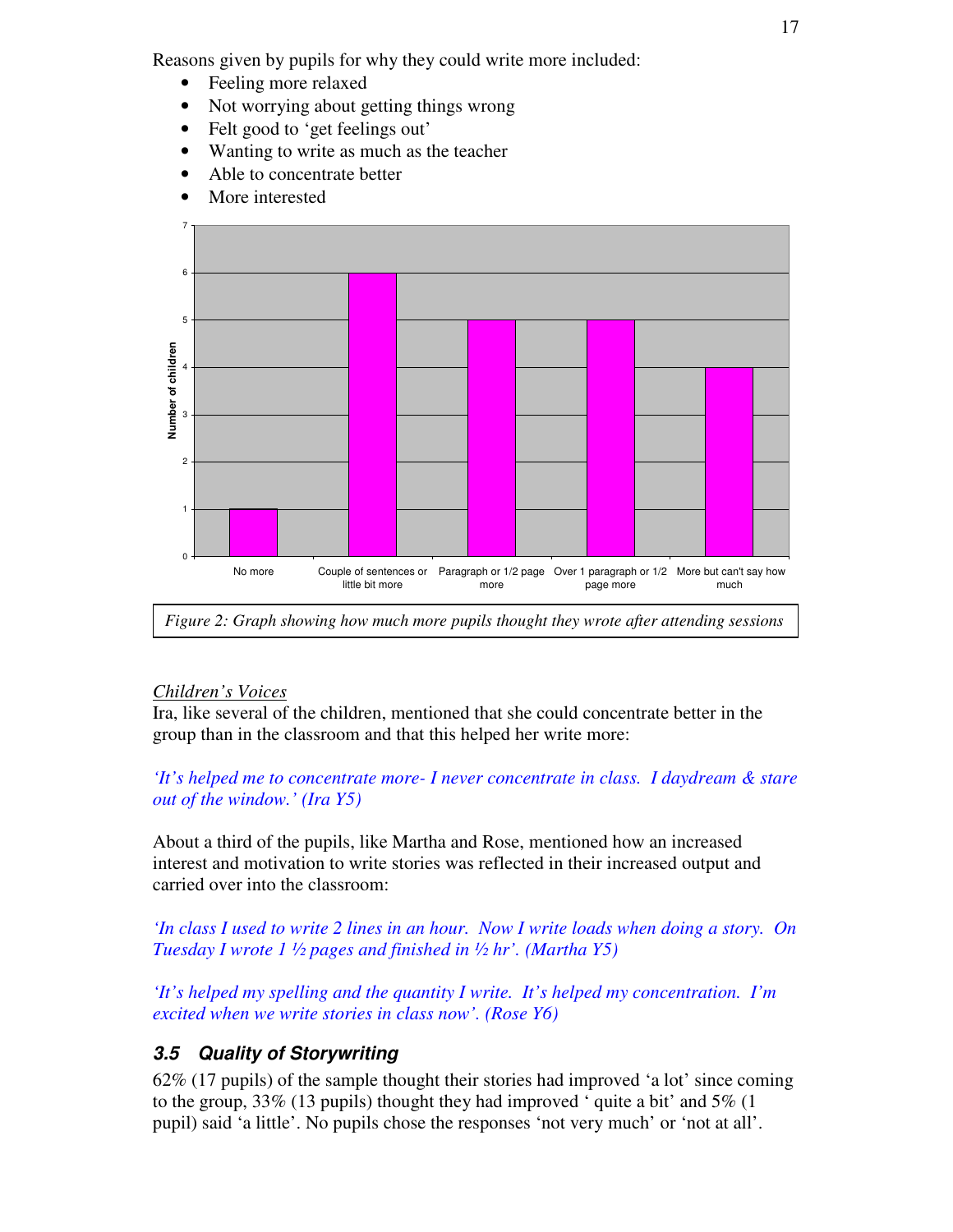Reasons given by pupils for why they could write more included:

- Feeling more relaxed
- Not worrying about getting things wrong
- Felt good to 'get feelings out'
- Wanting to write as much as the teacher
- Able to concentrate better
- More interested

*Figure 2: Graph showing how much more pupils thought they wrote after attending sessions*

<u>*Children's Voices*</u>

Ira, like several of the children, mentioned that she could concentrate better in the group than in the classroom and that this helped her write more:

*'It's helped me to concentrate more- I never concentrate in class. I daydream & stare out of the window.' (Ira Y5)*

About a third of the pupils, like Martha and Rose, mentioned how an increased interest and motivation to write stories was reflected in their increased output and carried over into the classroom:

*'In class I used to write 2 lines in an hour. Now I write loads when doing a story. On Tuesday I wrote 1 ½ pages and finished in ½ hr'. (Martha Y5)*

*'It's helped my spelling and the quantity I write. It's helped my concentration. I'm excited when we write stories in class now'. (Rose Y6)*

### 3.5 Quality of Storywriting

62% (17 pupils) of the sample thought their stories had improved 'a lot' since coming to the group, 33% (13 pupils) thought they had improved ' quite a bit' and 5% (1 pupil) said 'a little'. No pupils chose the responses 'not very much' or 'not at all'.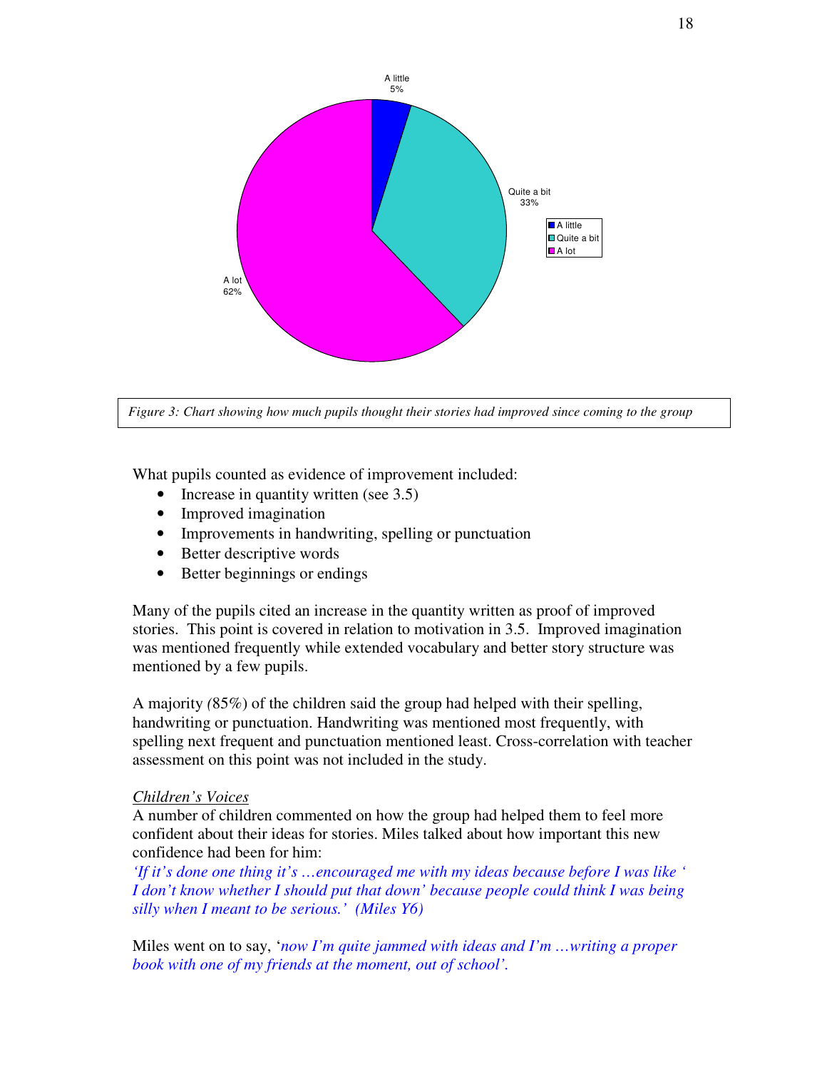A little
5%

Quite a bit
33%

A lot
62%

- A little
- Quite a bit
- A lot

*Figure 3: Chart showing how much pupils thought their stories had improved since coming to the group*

What pupils counted as evidence of improvement included:

- Increase in quantity written (see 3.5)
- Improved imagination
- Improvements in handwriting, spelling or punctuation
- Better descriptive words
- Better beginnings or endings

Many of the pupils cited an increase in the quantity written as proof of improved stories. This point is covered in relation to motivation in 3.5. Improved imagination was mentioned frequently while extended vocabulary and better story structure was mentioned by a few pupils.

A majority (85%) of the children said the group had helped with their spelling, handwriting or punctuation. Handwriting was mentioned most frequently, with spelling next frequent and punctuation mentioned least. Cross-correlation with teacher assessment on this point was not included in the study.

<u>*Children's Voices*</u>

A number of children commented on how the group had helped them to feel more confident about their ideas for stories. Miles talked about how important this new confidence had been for him:

*'If it's done one thing it's …encouraged me with my ideas because before I was like ' I don't know whether I should put that down' because people could think I was being silly when I meant to be serious.' (Miles Y6)*

Miles went on to say, '*now I'm quite jammed with ideas and I'm …writing a proper book with one of my friends at the moment, out of school'.*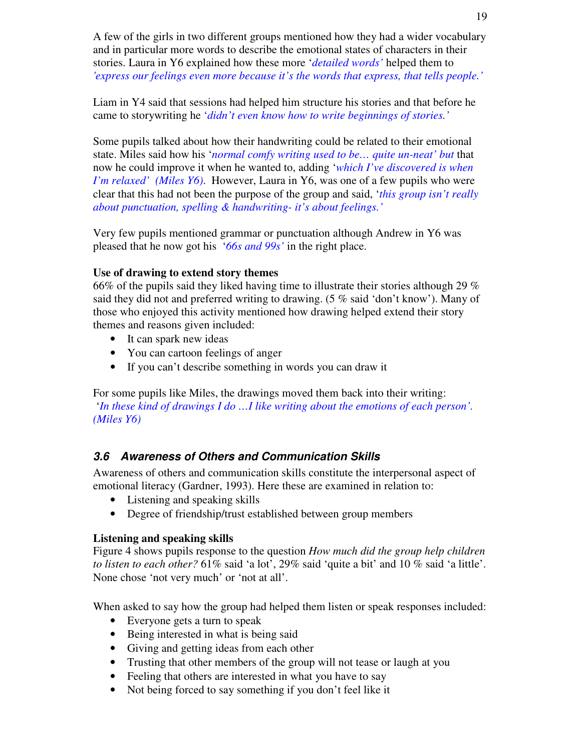A few of the girls in two different groups mentioned how they had a wider vocabulary and in particular more words to describe the emotional states of characters in their stories. Laura in Y6 explained how these more '*detailed words*' helped them to *'express our feelings even more because it's the words that express, that tells people.'*

Liam in Y4 said that sessions had helped him structure his stories and that before he came to storywriting he '*didn't even know how to write beginnings of stories.'*

Some pupils talked about how their handwriting could be related to their emotional state. Miles said how his '*normal comfy writing used to be… quite un-neat' but* that now he could improve it when he wanted to, adding '*which I've discovered is when I'm relaxed' (Miles Y6).* However, Laura in Y6, was one of a few pupils who were clear that this had not been the purpose of the group and said, '*this group isn't really about punctuation, spelling & handwriting- it's about feelings.'*

Very few pupils mentioned grammar or punctuation although Andrew in Y6 was pleased that he now got his '*66s and 99s'* in the right place.

**Use of drawing to extend story themes**

66% of the pupils said they liked having time to illustrate their stories although 29 % said they did not and preferred writing to drawing. (5 % said 'don't know'). Many of those who enjoyed this activity mentioned how drawing helped extend their story themes and reasons given included:

- It can spark new ideas
- You can cartoon feelings of anger
- If you can't describe something in words you can draw it

For some pupils like Miles, the drawings moved them back into their writing:
'*In these kind of drawings I do …I like writing about the emotions of each person'. (Miles Y6)*

### *3.6 Awareness of Others and Communication Skills*

Awareness of others and communication skills constitute the interpersonal aspect of emotional literacy (Gardner, 1993). Here these are examined in relation to:

- Listening and speaking skills
- Degree of friendship/trust established between group members

**Listening and speaking skills**

Figure 4 shows pupils response to the question *How much did the group help children to listen to each other?* 61% said 'a lot', 29% said 'quite a bit' and 10 % said 'a little'. None chose 'not very much' or 'not at all'.

When asked to say how the group had helped them listen or speak responses included:

- Everyone gets a turn to speak
- Being interested in what is being said
- Giving and getting ideas from each other
- Trusting that other members of the group will not tease or laugh at you
- Feeling that others are interested in what you have to say
- Not being forced to say something if you don't feel like it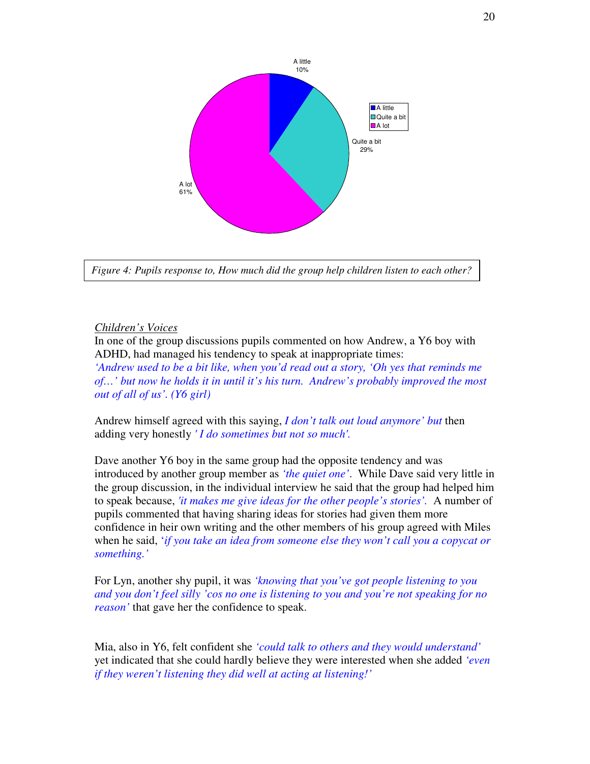A little
10%

Quite a bit
29%

A lot
61%

- A little
- Quite a bit
- A lot

*Figure 4: Pupils response to, How much did the group help children listen to each other?*

## Children's Voices

In one of the group discussions pupils commented on how Andrew, a Y6 boy with ADHD, had managed his tendency to speak at inappropriate times:
*'Andrew used to be a bit like, when you'd read out a story, 'Oh yes that reminds me of…' but now he holds it in until it's his turn. Andrew's probably improved the most out of all of us'. (Y6 girl)*

Andrew himself agreed with this saying, *I don't talk out loud anymore' but* then adding very honestly *' I do sometimes but not so much'.*

Dave another Y6 boy in the same group had the opposite tendency and was introduced by another group member as *'the quiet one'*. While Dave said very little in the group discussion, in the individual interview he said that the group had helped him to speak because, *'it makes me give ideas for the other people's stories'*. A number of pupils commented that having sharing ideas for stories had given them more confidence in heir own writing and the other members of his group agreed with Miles when he said, '*if you take an idea from someone else they won't call you a copycat or something.'*

For Lyn, another shy pupil, it was *'knowing that you've got people listening to you and you don't feel silly 'cos no one is listening to you and you're not speaking for no reason'* that gave her the confidence to speak.

Mia, also in Y6, felt confident she *'could talk to others and they would understand'* yet indicated that she could hardly believe they were interested when she added *'even if they weren't listening they did well at acting at listening!'*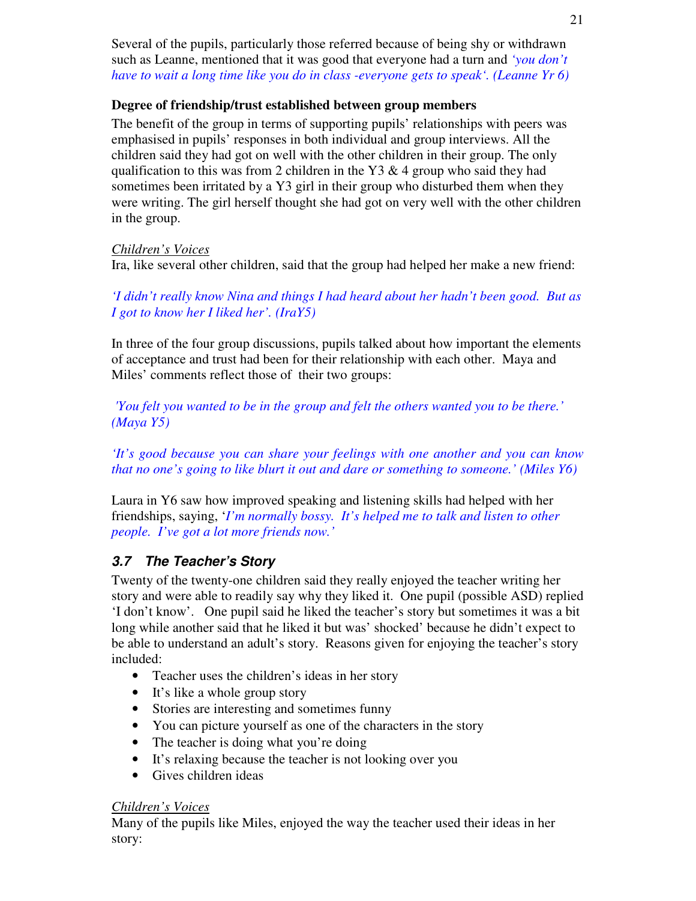Several of the pupils, particularly those referred because of being shy or withdrawn such as Leanne, mentioned that it was good that everyone had a turn and *'you don't have to wait a long time like you do in class -everyone gets to speak'. (Leanne Yr 6)*

**Degree of friendship/trust established between group members**

The benefit of the group in terms of supporting pupils' relationships with peers was emphasised in pupils' responses in both individual and group interviews. All the children said they had got on well with the other children in their group. The only qualification to this was from 2 children in the Y3 & 4 group who said they had sometimes been irritated by a Y3 girl in their group who disturbed them when they were writing. The girl herself thought she had got on very well with the other children in the group.

<u>Children's Voices</u>

Ira, like several other children, said that the group had helped her make a new friend:

*'I didn't really know Nina and things I had heard about her hadn't been good. But as I got to know her I liked her'. (IraY5)*

In three of the four group discussions, pupils talked about how important the elements of acceptance and trust had been for their relationship with each other. Maya and Miles' comments reflect those of their two groups:

*'You felt you wanted to be in the group and felt the others wanted you to be there.' (Maya Y5)*

*'It's good because you can share your feelings with one another and you can know that no one's going to like blurt it out and dare or something to someone.' (Miles Y6)*

Laura in Y6 saw how improved speaking and listening skills had helped with her friendships, saying, '*I'm normally bossy. It's helped me to talk and listen to other people. I've got a lot more friends now.'*

### *3.7 The Teacher's Story*

Twenty of the twenty-one children said they really enjoyed the teacher writing her story and were able to readily say why they liked it. One pupil (possible ASD) replied 'I don't know'. One pupil said he liked the teacher's story but sometimes it was a bit long while another said that he liked it but was' shocked' because he didn't expect to be able to understand an adult's story. Reasons given for enjoying the teacher's story included:

- Teacher uses the children's ideas in her story
- It's like a whole group story
- Stories are interesting and sometimes funny
- You can picture yourself as one of the characters in the story
- The teacher is doing what you're doing
- It's relaxing because the teacher is not looking over you
- Gives children ideas

<u>Children's Voices</u>

Many of the pupils like Miles, enjoyed the way the teacher used their ideas in her story: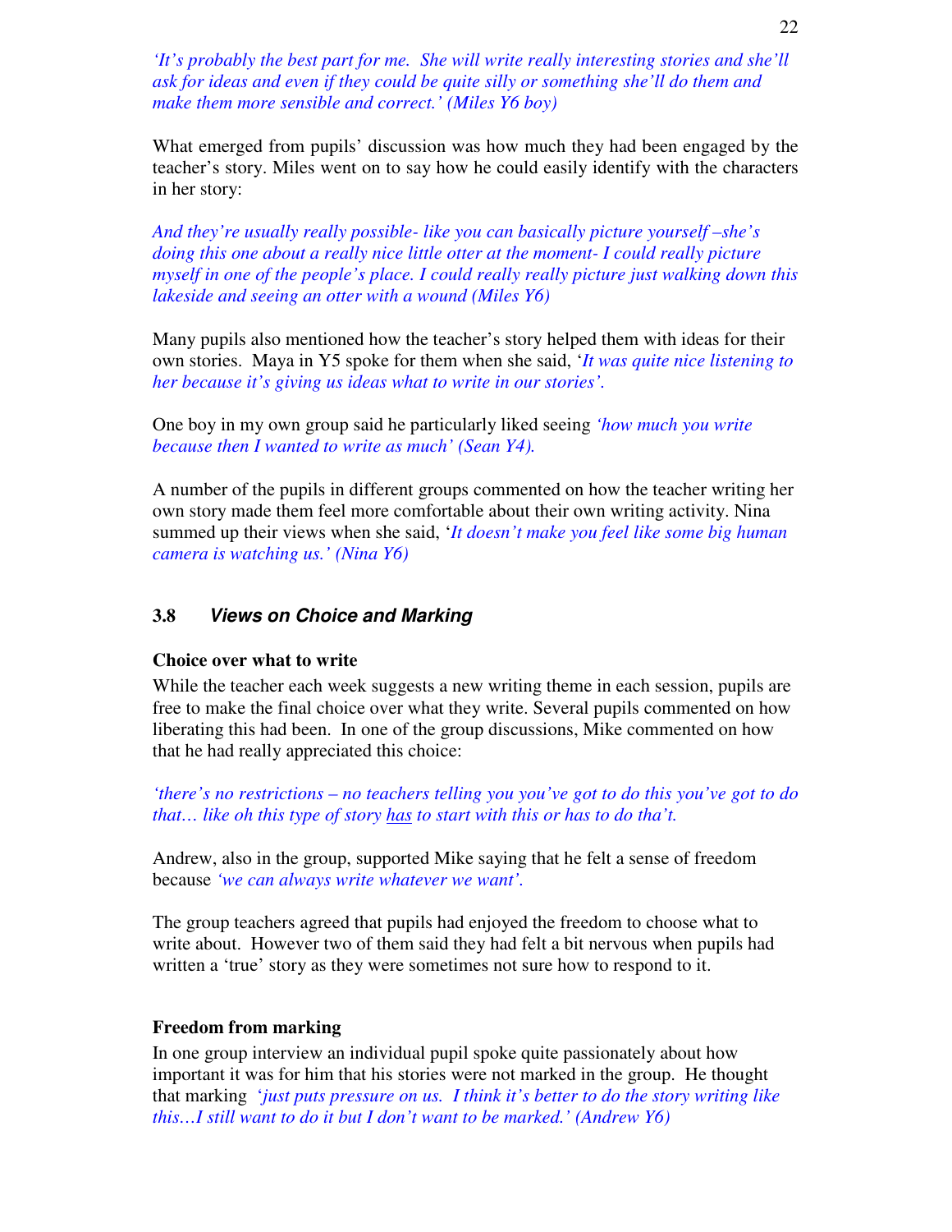*'It's probably the best part for me. She will write really interesting stories and she'll ask for ideas and even if they could be quite silly or something she'll do them and make them more sensible and correct.' (Miles Y6 boy)*

What emerged from pupils' discussion was how much they had been engaged by the teacher's story. Miles went on to say how he could easily identify with the characters in her story:

*And they're usually really possible- like you can basically picture yourself –she's doing this one about a really nice little otter at the moment- I could really picture myself in one of the people's place. I could really really picture just walking down this lakeside and seeing an otter with a wound (Miles Y6)*

Many pupils also mentioned how the teacher's story helped them with ideas for their own stories. Maya in Y5 spoke for them when she said, '*It was quite nice listening to her because it's giving us ideas what to write in our stories'.*

One boy in my own group said he particularly liked seeing *'how much you write because then I wanted to write as much' (Sean Y4).*

A number of the pupils in different groups commented on how the teacher writing her own story made them feel more comfortable about their own writing activity. Nina summed up their views when she said, '*It doesn't make you feel like some big human camera is watching us.' (Nina Y6)*

## 3.8 *Views on Choice and Marking*

**Choice over what to write**

While the teacher each week suggests a new writing theme in each session, pupils are free to make the final choice over what they write. Several pupils commented on how liberating this had been. In one of the group discussions, Mike commented on how that he had really appreciated this choice:

*'there's no restrictions – no teachers telling you you've got to do this you've got to do that… like oh this type of story <u>has</u> to start with this or has to do tha't.*

Andrew, also in the group, supported Mike saying that he felt a sense of freedom because *'we can always write whatever we want'.*

The group teachers agreed that pupils had enjoyed the freedom to choose what to write about. However two of them said they had felt a bit nervous when pupils had written a 'true' story as they were sometimes not sure how to respond to it.

**Freedom from marking**

In one group interview an individual pupil spoke quite passionately about how important it was for him that his stories were not marked in the group. He thought that marking '*just puts pressure on us. I think it's better to do the story writing like this…I still want to do it but I don't want to be marked.' (Andrew Y6)*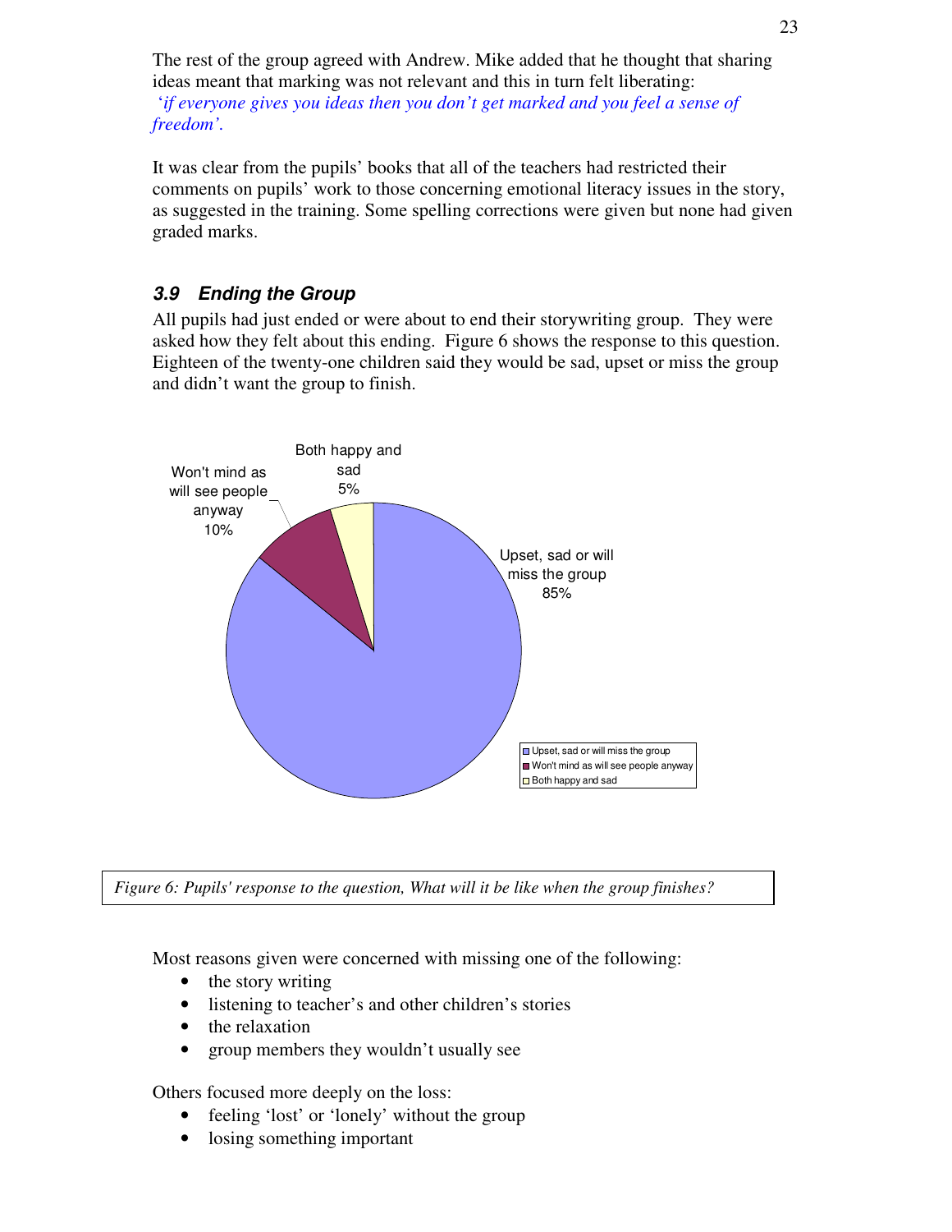The rest of the group agreed with Andrew. Mike added that he thought that sharing ideas meant that marking was not relevant and this in turn felt liberating:
*'if everyone gives you ideas then you don't get marked and you feel a sense of freedom'.*

It was clear from the pupils' books that all of the teachers had restricted their comments on pupils' work to those concerning emotional literacy issues in the story, as suggested in the training. Some spelling corrections were given but none had given graded marks.

### *3.9 Ending the Group*

All pupils had just ended or were about to end their storywriting group. They were asked how they felt about this ending. Figure 6 shows the response to this question. Eighteen of the twenty-one children said they would be sad, upset or miss the group and didn't want the group to finish.

| Response | Percentage |
|---|---|
| Upset, sad or will miss the group | 85% |
| Won't mind as will see people anyway | 10% |
| Both happy and sad | 5% |

*Figure 6: Pupils' response to the question, What will it be like when the group finishes?*

Most reasons given were concerned with missing one of the following:

- the story writing
- listening to teacher's and other children's stories
- the relaxation
- group members they wouldn't usually see

Others focused more deeply on the loss:

- feeling 'lost' or 'lonely' without the group
- losing something important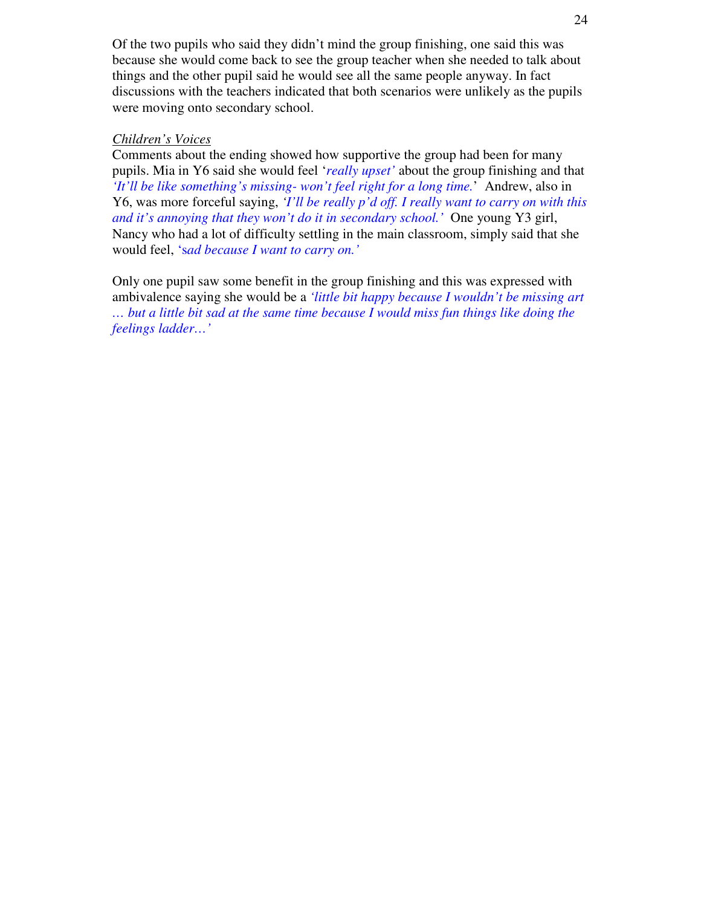Of the two pupils who said they didn't mind the group finishing, one said this was because she would come back to see the group teacher when she needed to talk about things and the other pupil said he would see all the same people anyway. In fact discussions with the teachers indicated that both scenarios were unlikely as the pupils were moving onto secondary school.

*Children's Voices*

Comments about the ending showed how supportive the group had been for many pupils. Mia in Y6 said she would feel '*really upset'* about the group finishing and that *'It'll be like something's missing- won't feel right for a long time.*' Andrew, also in Y6, was more forceful saying, *'I'll be really p'd off. I really want to carry on with this and it's annoying that they won't do it in secondary school.'* One young Y3 girl, Nancy who had a lot of difficulty settling in the main classroom, simply said that she would feel, 's*ad because I want to carry on.'*

Only one pupil saw some benefit in the group finishing and this was expressed with ambivalence saying she would be a *'little bit happy because I wouldn't be missing art … but a little bit sad at the same time because I would miss fun things like doing the feelings ladder…'*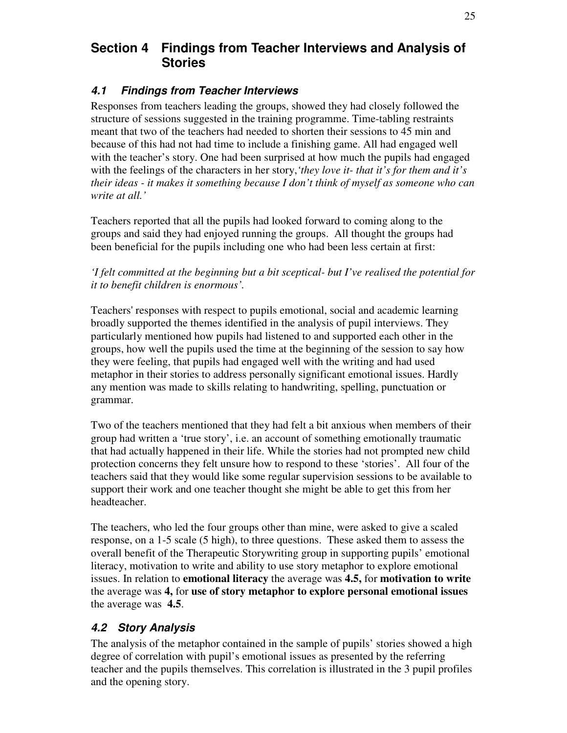## Section 4 Findings from Teacher Interviews and Analysis of Stories

### *4.1 Findings from Teacher Interviews*

Responses from teachers leading the groups, showed they had closely followed the structure of sessions suggested in the training programme. Time-tabling restraints meant that two of the teachers had needed to shorten their sessions to 45 min and because of this had not had time to include a finishing game. All had engaged well with the teacher's story. One had been surprised at how much the pupils had engaged with the feelings of the characters in her story,*'they love it- that it's for them and it's their ideas - it makes it something because I don't think of myself as someone who can write at all.'*

Teachers reported that all the pupils had looked forward to coming along to the groups and said they had enjoyed running the groups. All thought the groups had been beneficial for the pupils including one who had been less certain at first:

*'I felt committed at the beginning but a bit sceptical- but I've realised the potential for it to benefit children is enormous'.*

Teachers' responses with respect to pupils emotional, social and academic learning broadly supported the themes identified in the analysis of pupil interviews. They particularly mentioned how pupils had listened to and supported each other in the groups, how well the pupils used the time at the beginning of the session to say how they were feeling, that pupils had engaged well with the writing and had used metaphor in their stories to address personally significant emotional issues. Hardly any mention was made to skills relating to handwriting, spelling, punctuation or grammar.

Two of the teachers mentioned that they had felt a bit anxious when members of their group had written a 'true story', i.e. an account of something emotionally traumatic that had actually happened in their life. While the stories had not prompted new child protection concerns they felt unsure how to respond to these 'stories'. All four of the teachers said that they would like some regular supervision sessions to be available to support their work and one teacher thought she might be able to get this from her headteacher.

The teachers, who led the four groups other than mine, were asked to give a scaled response, on a 1-5 scale (5 high), to three questions. These asked them to assess the overall benefit of the Therapeutic Storywriting group in supporting pupils' emotional literacy, motivation to write and ability to use story metaphor to explore emotional issues. In relation to **emotional literacy** the average was **4.5,** for **motivation to write** the average was **4,** for **use of story metaphor to explore personal emotional issues** the average was **4.5**.

### *4.2 Story Analysis*

The analysis of the metaphor contained in the sample of pupils' stories showed a high degree of correlation with pupil's emotional issues as presented by the referring teacher and the pupils themselves. This correlation is illustrated in the 3 pupil profiles and the opening story.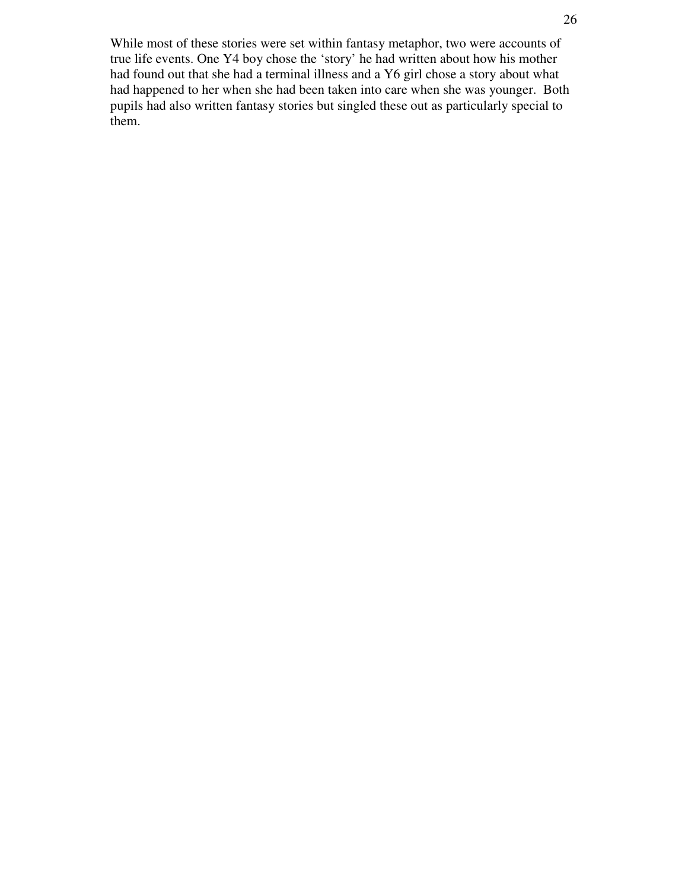While most of these stories were set within fantasy metaphor, two were accounts of true life events. One Y4 boy chose the ‘story’ he had written about how his mother had found out that she had a terminal illness and a Y6 girl chose a story about what had happened to her when she had been taken into care when she was younger. Both pupils had also written fantasy stories but singled these out as particularly special to them.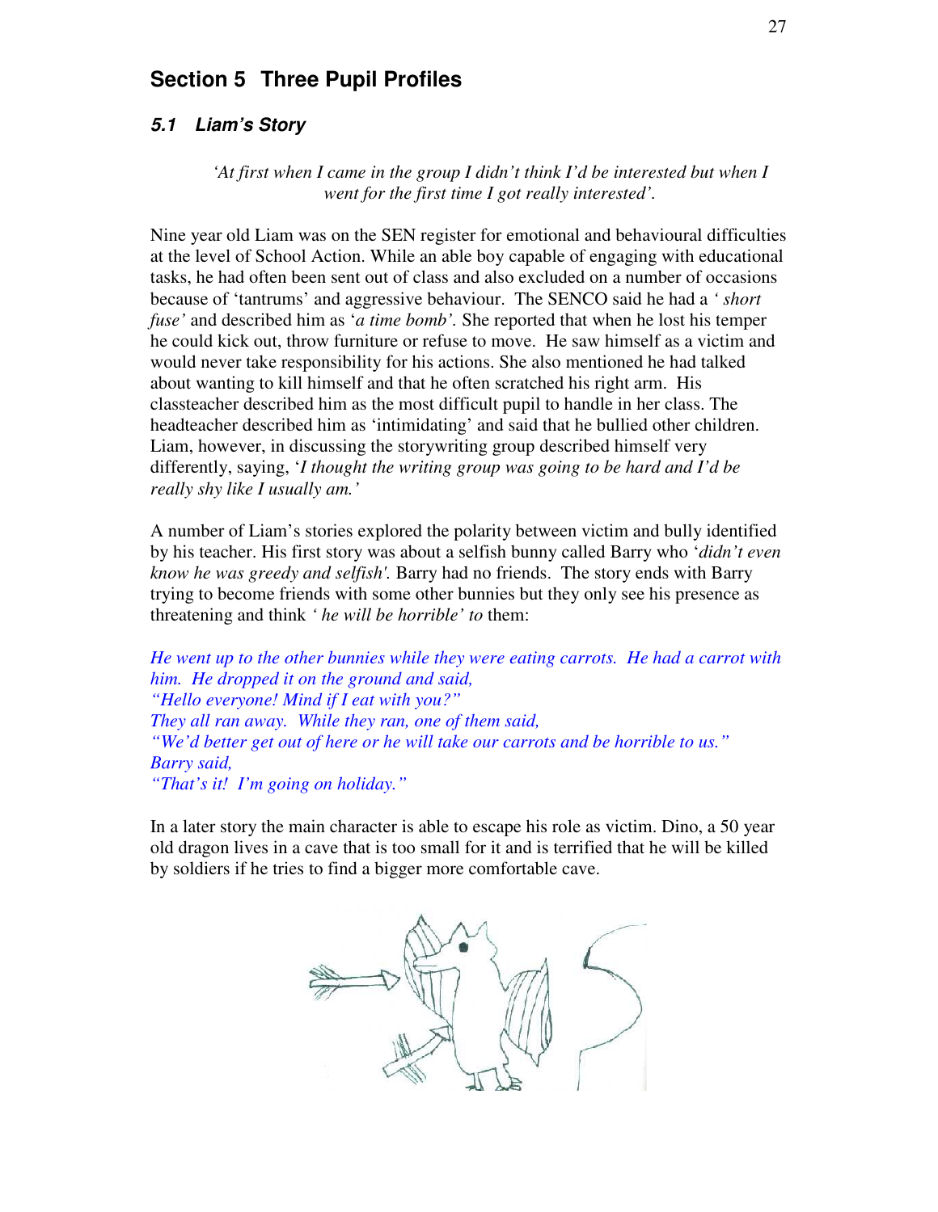## Section 5 Three Pupil Profiles

### *5.1 Liam's Story*

*'At first when I came in the group I didn't think I'd be interested but when I went for the first time I got really interested'.*

Nine year old Liam was on the SEN register for emotional and behavioural difficulties at the level of School Action. While an able boy capable of engaging with educational tasks, he had often been sent out of class and also excluded on a number of occasions because of 'tantrums' and aggressive behaviour. The SENCO said he had a *' short fuse'* and described him as '*a time bomb'*. She reported that when he lost his temper he could kick out, throw furniture or refuse to move. He saw himself as a victim and would never take responsibility for his actions. She also mentioned he had talked about wanting to kill himself and that he often scratched his right arm. His classteacher described him as the most difficult pupil to handle in her class. The headteacher described him as 'intimidating' and said that he bullied other children. Liam, however, in discussing the storywriting group described himself very differently, saying, '*I thought the writing group was going to be hard and I'd be really shy like I usually am.'*

A number of Liam's stories explored the polarity between victim and bully identified by his teacher. His first story was about a selfish bunny called Barry who '*didn't even know he was greedy and selfish'.* Barry had no friends. The story ends with Barry trying to become friends with some other bunnies but they only see his presence as threatening and think *' he will be horrible' to* them:

*He went up to the other bunnies while they were eating carrots. He had a carrot with him. He dropped it on the ground and said,*
*"Hello everyone! Mind if I eat with you?"*
*They all ran away. While they ran, one of them said,*
*"We'd better get out of here or he will take our carrots and be horrible to us."*
*Barry said,*
*"That's it! I'm going on holiday."*

In a later story the main character is able to escape his role as victim. Dino, a 50 year old dragon lives in a cave that is too small for it and is terrified that he will be killed by soldiers if he tries to find a bigger more comfortable cave.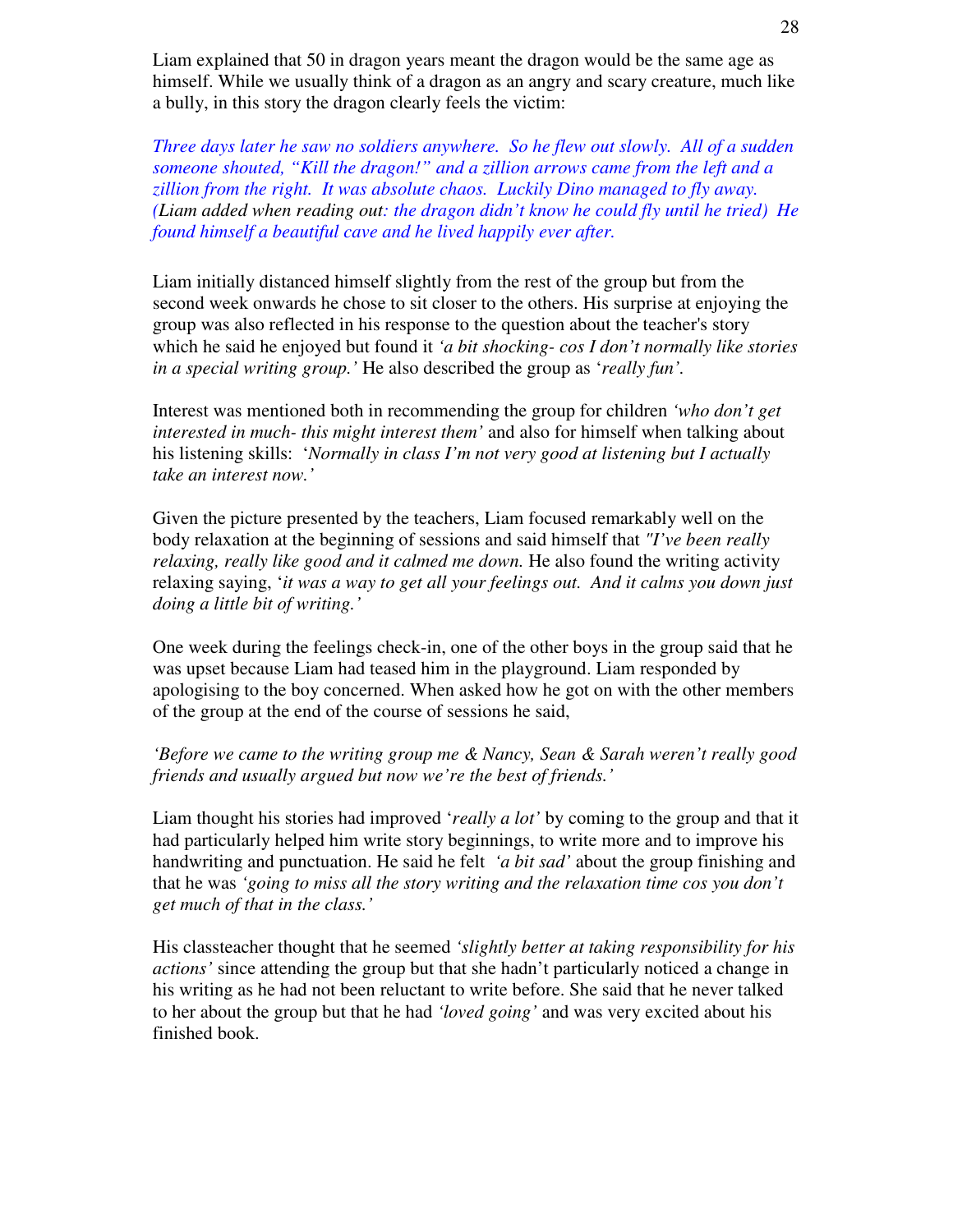Liam explained that 50 in dragon years meant the dragon would be the same age as himself. While we usually think of a dragon as an angry and scary creature, much like a bully, in this story the dragon clearly feels the victim:

*Three days later he saw no soldiers anywhere. So he flew out slowly. All of a sudden someone shouted, "Kill the dragon!" and a zillion arrows came from the left and a zillion from the right. It was absolute chaos. Luckily Dino managed to fly away. (*Liam added when reading out*: the dragon didn't know he could fly until he tried) He found himself a beautiful cave and he lived happily ever after.*

Liam initially distanced himself slightly from the rest of the group but from the second week onwards he chose to sit closer to the others. His surprise at enjoying the group was also reflected in his response to the question about the teacher's story which he said he enjoyed but found it *'a bit shocking- cos I don't normally like stories in a special writing group.'* He also described the group as '*really fun'*.

Interest was mentioned both in recommending the group for children *'who don't get interested in much- this might interest them'* and also for himself when talking about his listening skills: '*Normally in class I'm not very good at listening but I actually take an interest now.'*

Given the picture presented by the teachers, Liam focused remarkably well on the body relaxation at the beginning of sessions and said himself that *"I've been really relaxing, really like good and it calmed me down.* He also found the writing activity relaxing saying, '*it was a way to get all your feelings out. And it calms you down just doing a little bit of writing.'*

One week during the feelings check-in, one of the other boys in the group said that he was upset because Liam had teased him in the playground. Liam responded by apologising to the boy concerned. When asked how he got on with the other members of the group at the end of the course of sessions he said,

*'Before we came to the writing group me & Nancy, Sean & Sarah weren't really good friends and usually argued but now we're the best of friends.'*

Liam thought his stories had improved '*really a lot'* by coming to the group and that it had particularly helped him write story beginnings, to write more and to improve his handwriting and punctuation. He said he felt *'a bit sad'* about the group finishing and that he was *'going to miss all the story writing and the relaxation time cos you don't get much of that in the class.'*

His classteacher thought that he seemed *'slightly better at taking responsibility for his actions'* since attending the group but that she hadn't particularly noticed a change in his writing as he had not been reluctant to write before. She said that he never talked to her about the group but that he had *'loved going'* and was very excited about his finished book.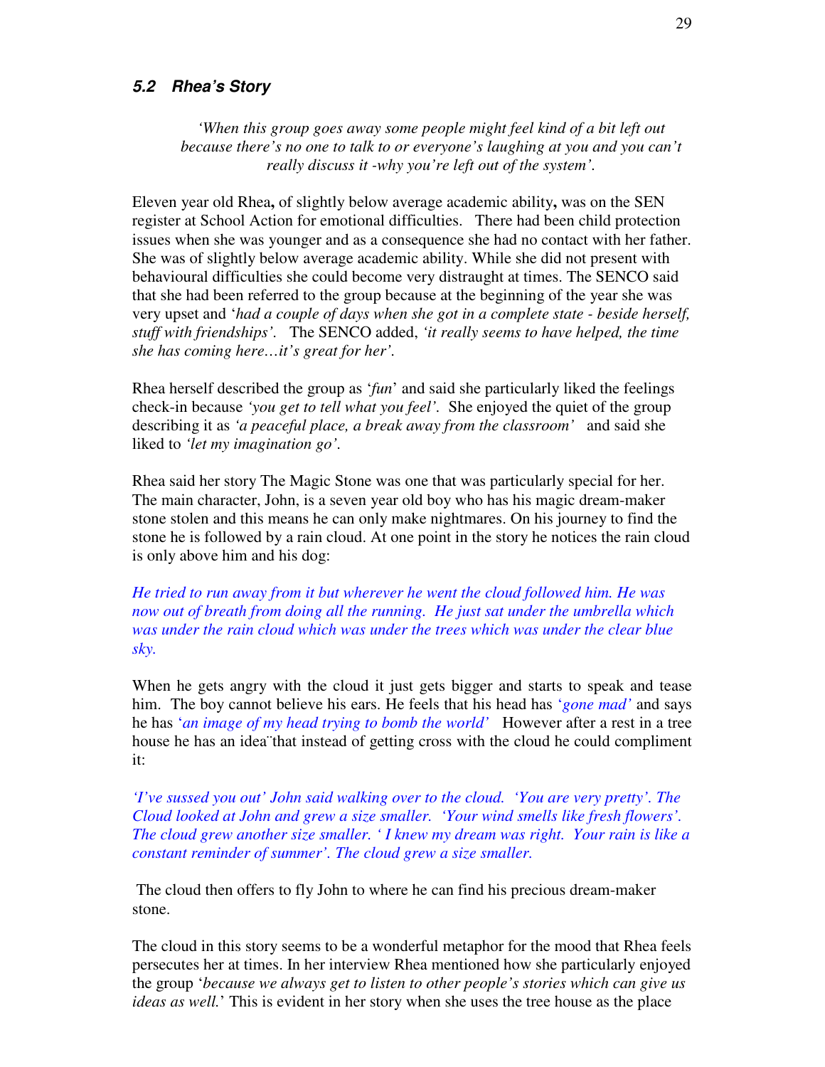### *5.2 Rhea's Story*

> *'When this group goes away some people might feel kind of a bit left out because there's no one to talk to or everyone's laughing at you and you can't really discuss it -why you're left out of the system'.*

Eleven year old Rhea**,** of slightly below average academic ability**,** was on the SEN register at School Action for emotional difficulties. There had been child protection issues when she was younger and as a consequence she had no contact with her father. She was of slightly below average academic ability. While she did not present with behavioural difficulties she could become very distraught at times. The SENCO said that she had been referred to the group because at the beginning of the year she was very upset and '*had a couple of days when she got in a complete state - beside herself, stuff with friendships'*. The SENCO added, *'it really seems to have helped, the time she has coming here…it's great for her'.*

Rhea herself described the group as '*fun*' and said she particularly liked the feelings check-in because *'you get to tell what you feel'*. She enjoyed the quiet of the group describing it as *'a peaceful place, a break away from the classroom'* and said she liked to *'let my imagination go'*.

Rhea said her story The Magic Stone was one that was particularly special for her. The main character, John, is a seven year old boy who has his magic dream-maker stone stolen and this means he can only make nightmares. On his journey to find the stone he is followed by a rain cloud. At one point in the story he notices the rain cloud is only above him and his dog:

*He tried to run away from it but wherever he went the cloud followed him. He was now out of breath from doing all the running. He just sat under the umbrella which was under the rain cloud which was under the trees which was under the clear blue sky.*

When he gets angry with the cloud it just gets bigger and starts to speak and tease him. The boy cannot believe his ears. He feels that his head has '*gone mad'* and says he has '*an image of my head trying to bomb the world'* However after a rest in a tree house he has an idea that instead of getting cross with the cloud he could compliment it:

*'I've sussed you out' John said walking over to the cloud. 'You are very pretty'. The Cloud looked at John and grew a size smaller. 'Your wind smells like fresh flowers'. The cloud grew another size smaller. ' I knew my dream was right. Your rain is like a constant reminder of summer'. The cloud grew a size smaller.*

The cloud then offers to fly John to where he can find his precious dream-maker stone.

The cloud in this story seems to be a wonderful metaphor for the mood that Rhea feels persecutes her at times. In her interview Rhea mentioned how she particularly enjoyed the group '*because we always get to listen to other people's stories which can give us ideas as well.*' This is evident in her story when she uses the tree house as the place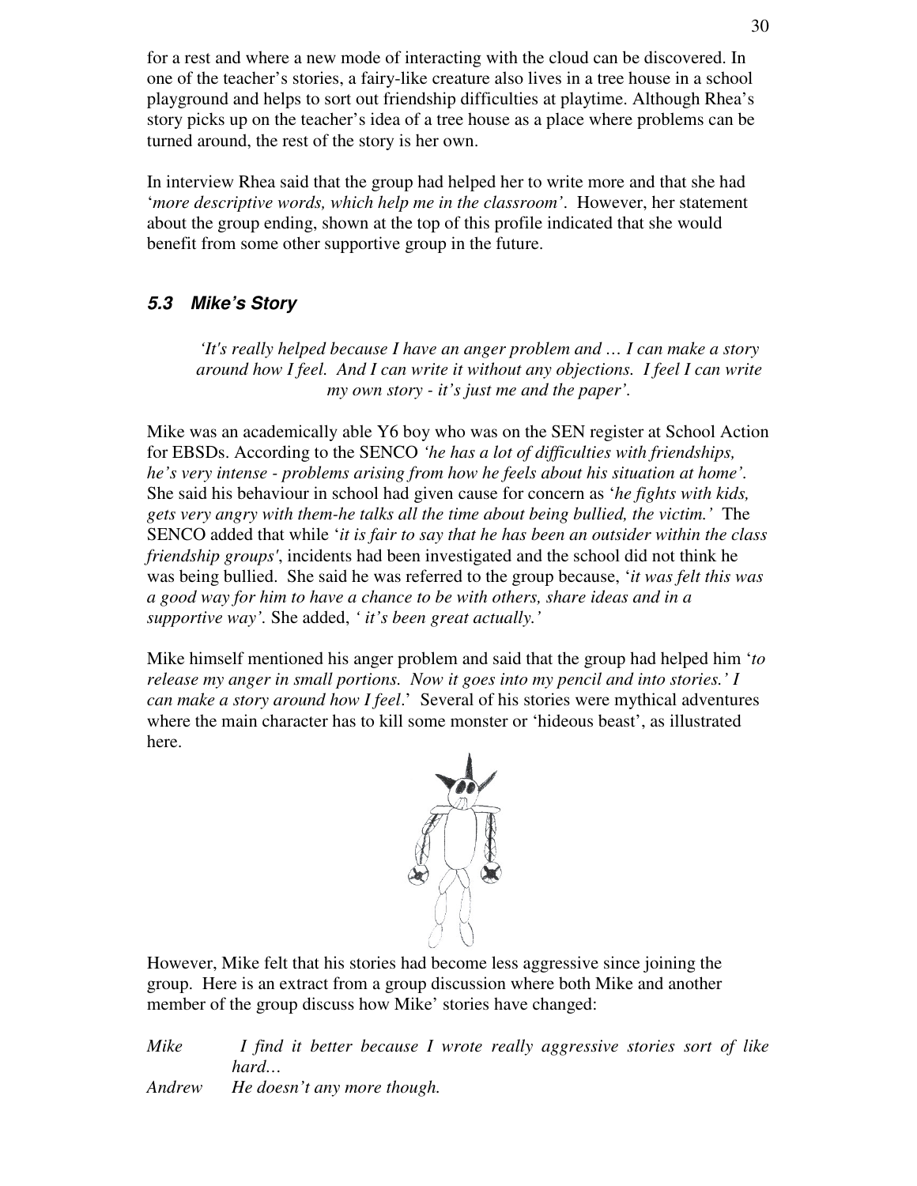for a rest and where a new mode of interacting with the cloud can be discovered. In one of the teacher's stories, a fairy-like creature also lives in a tree house in a school playground and helps to sort out friendship difficulties at playtime. Although Rhea's story picks up on the teacher's idea of a tree house as a place where problems can be turned around, the rest of the story is her own.

In interview Rhea said that the group had helped her to write more and that she had '*more descriptive words, which help me in the classroom'*. However, her statement about the group ending, shown at the top of this profile indicated that she would benefit from some other supportive group in the future.

### *5.3 Mike's Story*

> *'It's really helped because I have an anger problem and … I can make a story around how I feel. And I can write it without any objections. I feel I can write my own story - it's just me and the paper'.*

Mike was an academically able Y6 boy who was on the SEN register at School Action for EBSDs. According to the SENCO *'he has a lot of difficulties with friendships, he's very intense - problems arising from how he feels about his situation at home'*. She said his behaviour in school had given cause for concern as '*he fights with kids, gets very angry with them-he talks all the time about being bullied, the victim.'* The SENCO added that while '*it is fair to say that he has been an outsider within the class friendship groups'*, incidents had been investigated and the school did not think he was being bullied. She said he was referred to the group because, '*it was felt this was a good way for him to have a chance to be with others, share ideas and in a supportive way'*. She added, *' it's been great actually.'*

Mike himself mentioned his anger problem and said that the group had helped him '*to release my anger in small portions. Now it goes into my pencil and into stories.' I can make a story around how I feel*.' Several of his stories were mythical adventures where the main character has to kill some monster or 'hideous beast', as illustrated here.

However, Mike felt that his stories had become less aggressive since joining the group. Here is an extract from a group discussion where both Mike and another member of the group discuss how Mike' stories have changed:

*Mike* *I find it better because I wrote really aggressive stories sort of like hard…*

*Andrew* *He doesn't any more though.*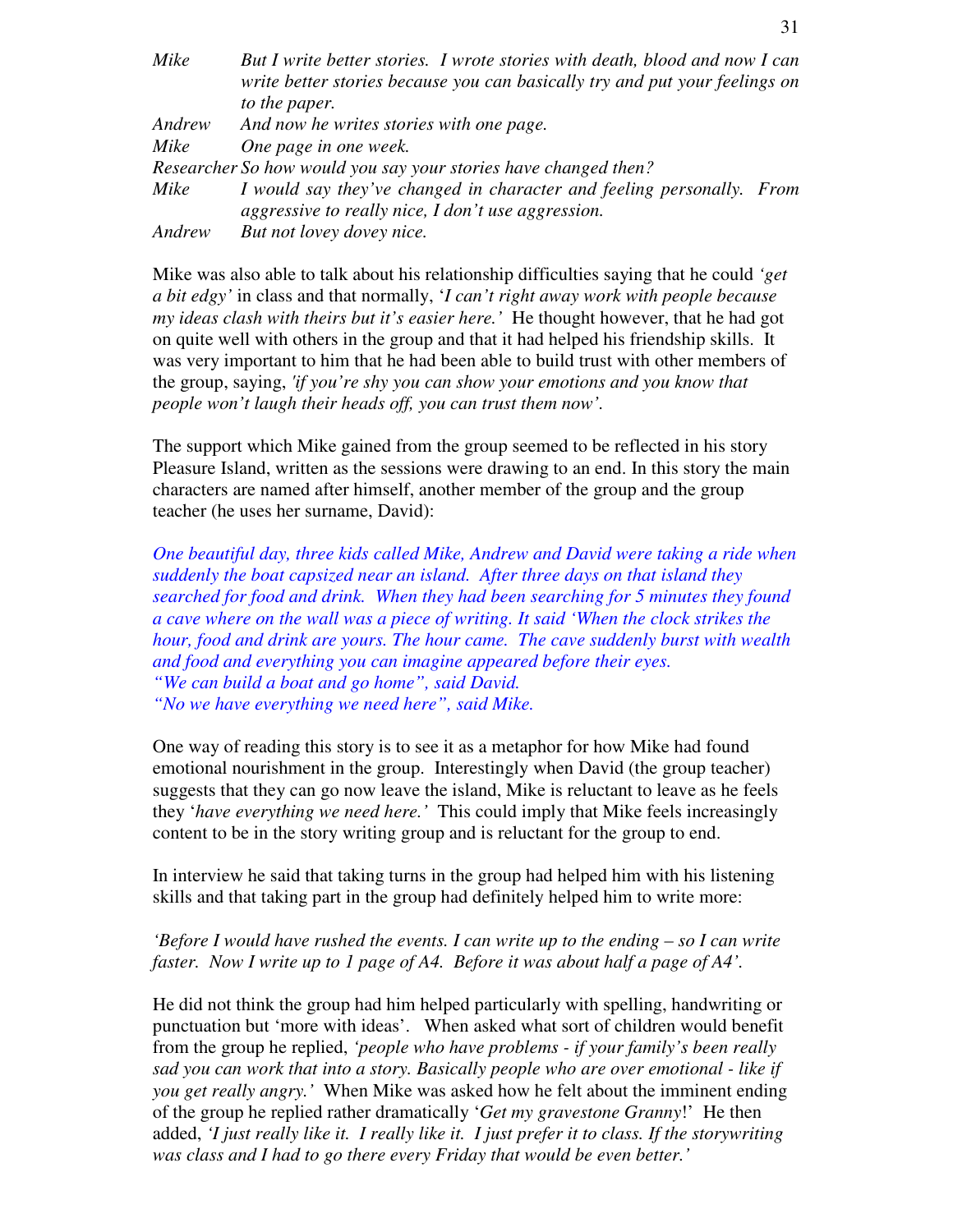*Mike* *But I write better stories. I wrote stories with death, blood and now I can write better stories because you can basically try and put your feelings on to the paper.*

*Andrew* *And now he writes stories with one page.*

*Mike* *One page in one week.*

*Researcher* *So how would you say your stories have changed then?*

*Mike* *I would say they've changed in character and feeling personally. From aggressive to really nice, I don't use aggression.*

*Andrew* *But not lovey dovey nice.*

Mike was also able to talk about his relationship difficulties saying that he could *'get a bit edgy'* in class and that normally, '*I can't right away work with people because my ideas clash with theirs but it's easier here.'* He thought however, that he had got on quite well with others in the group and that it had helped his friendship skills. It was very important to him that he had been able to build trust with other members of the group, saying, *'if you're shy you can show your emotions and you know that people won't laugh their heads off, you can trust them now'.*

The support which Mike gained from the group seemed to be reflected in his story Pleasure Island, written as the sessions were drawing to an end. In this story the main characters are named after himself, another member of the group and the group teacher (he uses her surname, David):

*One beautiful day, three kids called Mike, Andrew and David were taking a ride when suddenly the boat capsized near an island. After three days on that island they searched for food and drink. When they had been searching for 5 minutes they found a cave where on the wall was a piece of writing. It said 'When the clock strikes the hour, food and drink are yours. The hour came. The cave suddenly burst with wealth and food and everything you can imagine appeared before their eyes.*
*"We can build a boat and go home", said David.*
*"No we have everything we need here", said Mike.*

One way of reading this story is to see it as a metaphor for how Mike had found emotional nourishment in the group. Interestingly when David (the group teacher) suggests that they can go now leave the island, Mike is reluctant to leave as he feels they '*have everything we need here.'* This could imply that Mike feels increasingly content to be in the story writing group and is reluctant for the group to end.

In interview he said that taking turns in the group had helped him with his listening skills and that taking part in the group had definitely helped him to write more:

*'Before I would have rushed the events. I can write up to the ending – so I can write faster. Now I write up to 1 page of A4. Before it was about half a page of A4'.*

He did not think the group had him helped particularly with spelling, handwriting or punctuation but 'more with ideas'. When asked what sort of children would benefit from the group he replied, *'people who have problems - if your family's been really sad you can work that into a story. Basically people who are over emotional - like if you get really angry.'* When Mike was asked how he felt about the imminent ending of the group he replied rather dramatically '*Get my gravestone Granny*!' He then added, *'I just really like it. I really like it. I just prefer it to class. If the storywriting was class and I had to go there every Friday that would be even better.'*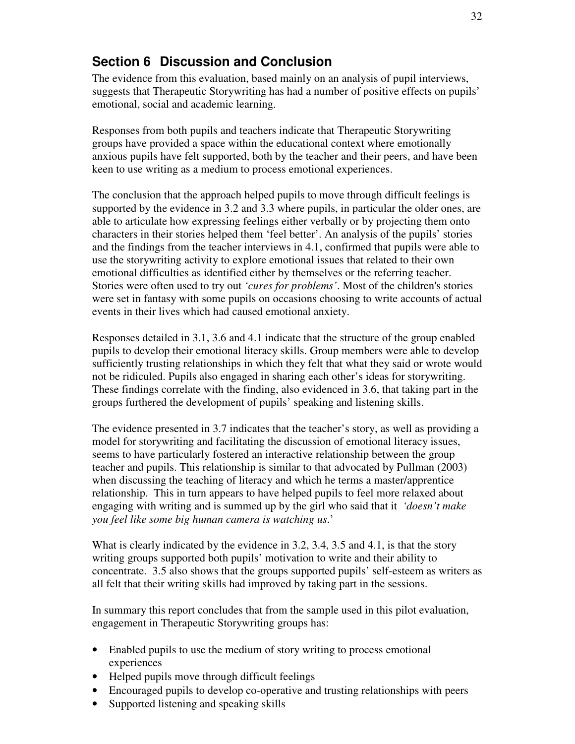## Section 6 Discussion and Conclusion

The evidence from this evaluation, based mainly on an analysis of pupil interviews, suggests that Therapeutic Storywriting has had a number of positive effects on pupils' emotional, social and academic learning.

Responses from both pupils and teachers indicate that Therapeutic Storywriting groups have provided a space within the educational context where emotionally anxious pupils have felt supported, both by the teacher and their peers, and have been keen to use writing as a medium to process emotional experiences.

The conclusion that the approach helped pupils to move through difficult feelings is supported by the evidence in 3.2 and 3.3 where pupils, in particular the older ones, are able to articulate how expressing feelings either verbally or by projecting them onto characters in their stories helped them 'feel better'. An analysis of the pupils' stories and the findings from the teacher interviews in 4.1, confirmed that pupils were able to use the storywriting activity to explore emotional issues that related to their own emotional difficulties as identified either by themselves or the referring teacher. Stories were often used to try out *'cures for problems'*. Most of the children's stories were set in fantasy with some pupils on occasions choosing to write accounts of actual events in their lives which had caused emotional anxiety.

Responses detailed in 3.1, 3.6 and 4.1 indicate that the structure of the group enabled pupils to develop their emotional literacy skills. Group members were able to develop sufficiently trusting relationships in which they felt that what they said or wrote would not be ridiculed. Pupils also engaged in sharing each other's ideas for storywriting. These findings correlate with the finding, also evidenced in 3.6, that taking part in the groups furthered the development of pupils' speaking and listening skills.

The evidence presented in 3.7 indicates that the teacher's story, as well as providing a model for storywriting and facilitating the discussion of emotional literacy issues, seems to have particularly fostered an interactive relationship between the group teacher and pupils. This relationship is similar to that advocated by Pullman (2003) when discussing the teaching of literacy and which he terms a master/apprentice relationship. This in turn appears to have helped pupils to feel more relaxed about engaging with writing and is summed up by the girl who said that it *'doesn't make you feel like some big human camera is watching us*.'

What is clearly indicated by the evidence in 3.2, 3.4, 3.5 and 4.1, is that the story writing groups supported both pupils' motivation to write and their ability to concentrate. 3.5 also shows that the groups supported pupils' self-esteem as writers as all felt that their writing skills had improved by taking part in the sessions.

In summary this report concludes that from the sample used in this pilot evaluation, engagement in Therapeutic Storywriting groups has:

- Enabled pupils to use the medium of story writing to process emotional experiences
- Helped pupils move through difficult feelings
- Encouraged pupils to develop co-operative and trusting relationships with peers
- Supported listening and speaking skills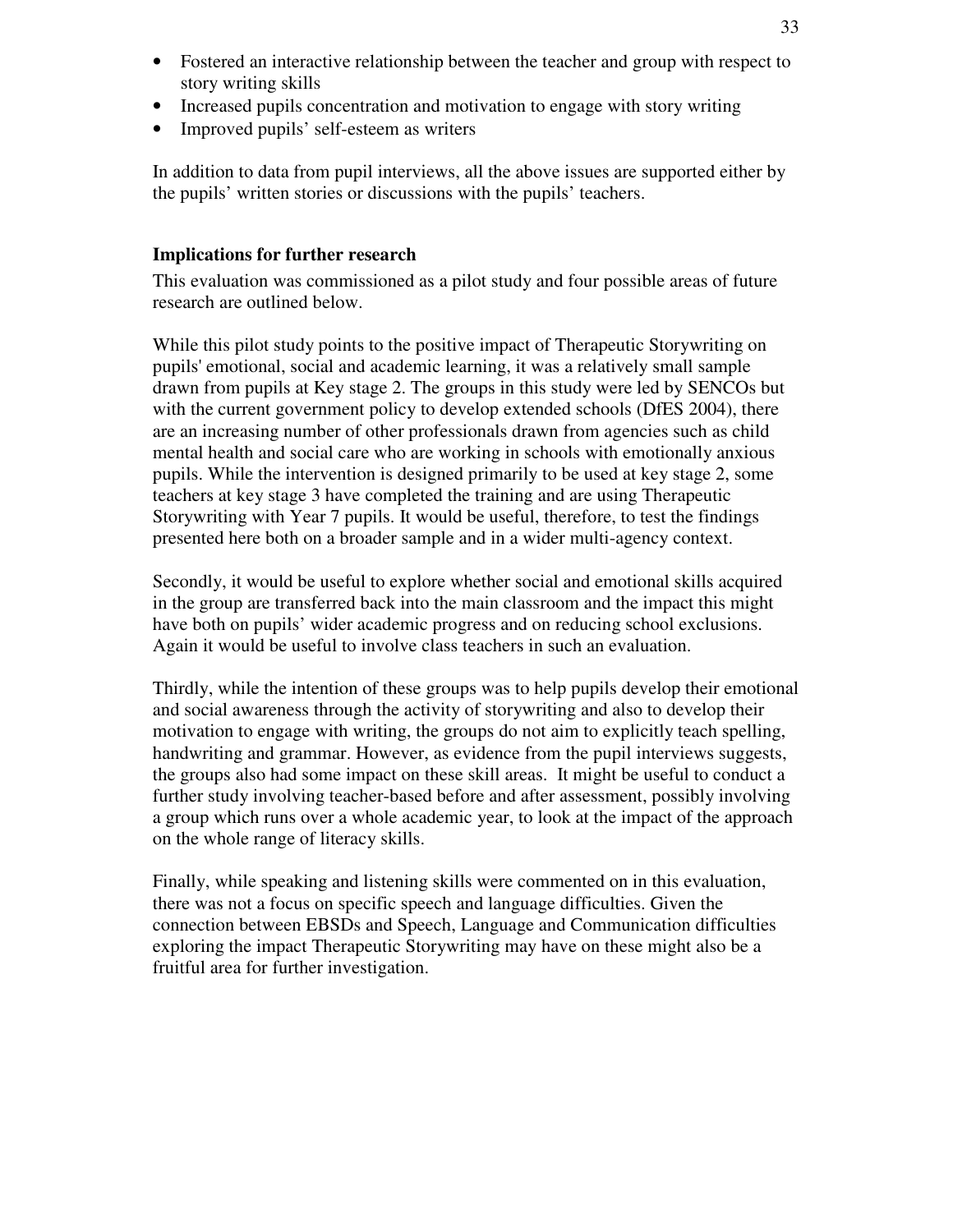- Fostered an interactive relationship between the teacher and group with respect to story writing skills
- Increased pupils concentration and motivation to engage with story writing
- Improved pupils' self-esteem as writers

In addition to data from pupil interviews, all the above issues are supported either by the pupils' written stories or discussions with the pupils' teachers.

**Implications for further research**

This evaluation was commissioned as a pilot study and four possible areas of future research are outlined below.

While this pilot study points to the positive impact of Therapeutic Storywriting on pupils' emotional, social and academic learning, it was a relatively small sample drawn from pupils at Key stage 2. The groups in this study were led by SENCOs but with the current government policy to develop extended schools (DfES 2004), there are an increasing number of other professionals drawn from agencies such as child mental health and social care who are working in schools with emotionally anxious pupils. While the intervention is designed primarily to be used at key stage 2, some teachers at key stage 3 have completed the training and are using Therapeutic Storywriting with Year 7 pupils. It would be useful, therefore, to test the findings presented here both on a broader sample and in a wider multi-agency context.

Secondly, it would be useful to explore whether social and emotional skills acquired in the group are transferred back into the main classroom and the impact this might have both on pupils' wider academic progress and on reducing school exclusions. Again it would be useful to involve class teachers in such an evaluation.

Thirdly, while the intention of these groups was to help pupils develop their emotional and social awareness through the activity of storywriting and also to develop their motivation to engage with writing, the groups do not aim to explicitly teach spelling, handwriting and grammar. However, as evidence from the pupil interviews suggests, the groups also had some impact on these skill areas. It might be useful to conduct a further study involving teacher-based before and after assessment, possibly involving a group which runs over a whole academic year, to look at the impact of the approach on the whole range of literacy skills.

Finally, while speaking and listening skills were commented on in this evaluation, there was not a focus on specific speech and language difficulties. Given the connection between EBSDs and Speech, Language and Communication difficulties exploring the impact Therapeutic Storywriting may have on these might also be a fruitful area for further investigation.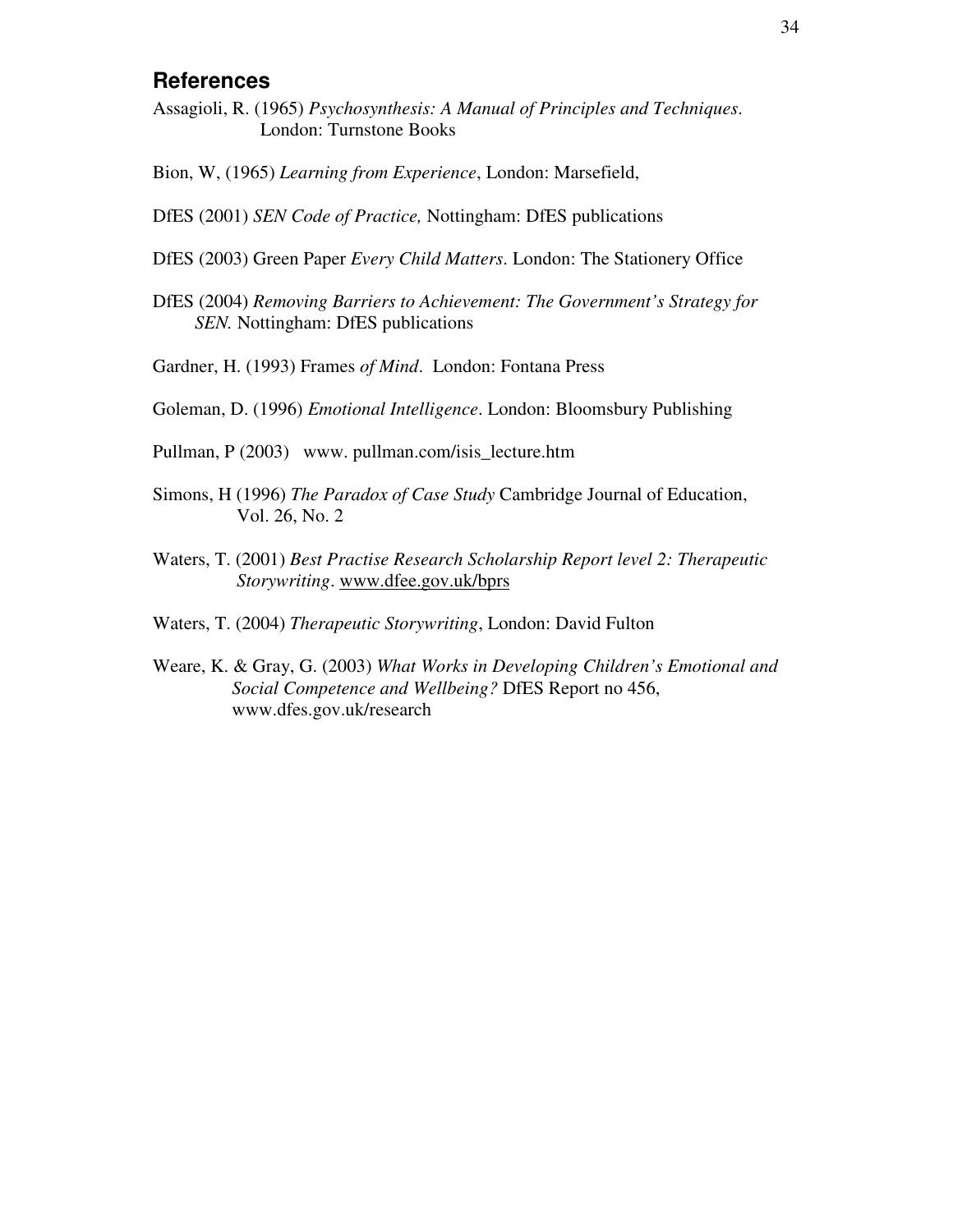## References

Assagioli, R. (1965) *Psychosynthesis: A Manual of Principles and Techniques*. London: Turnstone Books

Bion, W, (1965) *Learning from Experience*, London: Marsefield,

DfES (2001) *SEN Code of Practice,* Nottingham: DfES publications

DfES (2003) Green Paper *Every Child Matters*. London: The Stationery Office

DfES (2004) *Removing Barriers to Achievement: The Government's Strategy for SEN.* Nottingham: DfES publications

Gardner, H. (1993) Frames *of Mind*. London: Fontana Press

Goleman, D. (1996) *Emotional Intelligence*. London: Bloomsbury Publishing

Pullman, P (2003) www. pullman.com/isis_lecture.htm

Simons, H (1996) *The Paradox of Case Study* Cambridge Journal of Education, Vol. 26, No. 2

Waters, T. (2001) *Best Practise Research Scholarship Report level 2: Therapeutic Storywriting*. www.dfee.gov.uk/bprs

Waters, T. (2004) *Therapeutic Storywriting*, London: David Fulton

Weare, K. & Gray, G. (2003) *What Works in Developing Children's Emotional and Social Competence and Wellbeing?* DfES Report no 456, www.dfes.gov.uk/research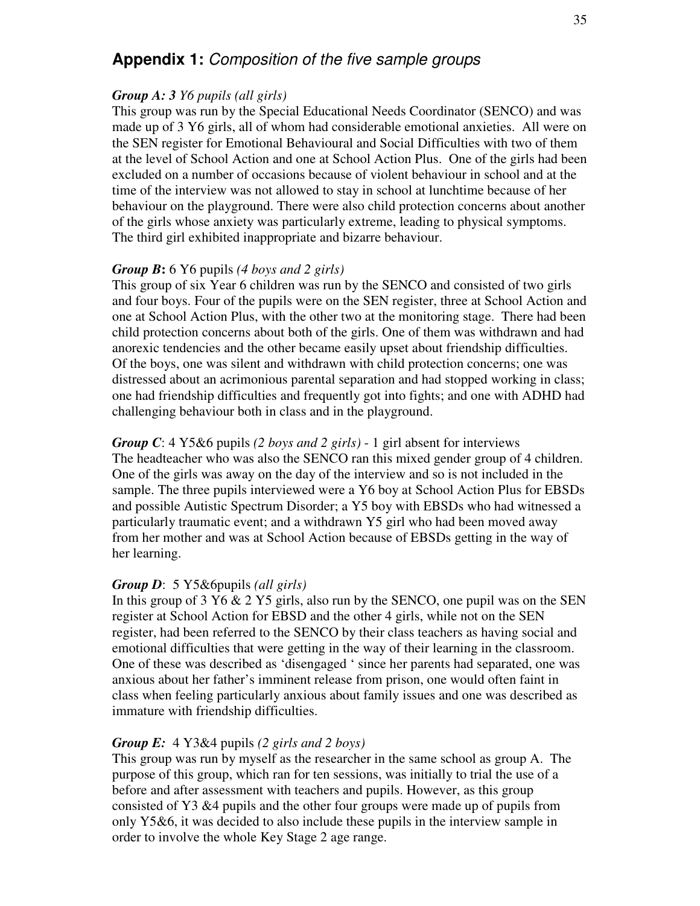## **Appendix 1:** *Composition of the five sample groups*

***Group A: 3*** *Y6 pupils (all girls)*

This group was run by the Special Educational Needs Coordinator (SENCO) and was made up of 3 Y6 girls, all of whom had considerable emotional anxieties. All were on the SEN register for Emotional Behavioural and Social Difficulties with two of them at the level of School Action and one at School Action Plus. One of the girls had been excluded on a number of occasions because of violent behaviour in school and at the time of the interview was not allowed to stay in school at lunchtime because of her behaviour on the playground. There were also child protection concerns about another of the girls whose anxiety was particularly extreme, leading to physical symptoms. The third girl exhibited inappropriate and bizarre behaviour.

***Group B*:** 6 Y6 pupils *(4 boys and 2 girls)*

This group of six Year 6 children was run by the SENCO and consisted of two girls and four boys. Four of the pupils were on the SEN register, three at School Action and one at School Action Plus, with the other two at the monitoring stage. There had been child protection concerns about both of the girls. One of them was withdrawn and had anorexic tendencies and the other became easily upset about friendship difficulties. Of the boys, one was silent and withdrawn with child protection concerns; one was distressed about an acrimonious parental separation and had stopped working in class; one had friendship difficulties and frequently got into fights; and one with ADHD had challenging behaviour both in class and in the playground.

***Group C***: 4 Y5&6 pupils *(2 boys and 2 girls)* - 1 girl absent for interviews

The headteacher who was also the SENCO ran this mixed gender group of 4 children. One of the girls was away on the day of the interview and so is not included in the sample. The three pupils interviewed were a Y6 boy at School Action Plus for EBSDs and possible Autistic Spectrum Disorder; a Y5 boy with EBSDs who had witnessed a particularly traumatic event; and a withdrawn Y5 girl who had been moved away from her mother and was at School Action because of EBSDs getting in the way of her learning.

***Group D***: 5 Y5&6pupils *(all girls)*

In this group of 3 Y6 & 2 Y5 girls, also run by the SENCO, one pupil was on the SEN register at School Action for EBSD and the other 4 girls, while not on the SEN register, had been referred to the SENCO by their class teachers as having social and emotional difficulties that were getting in the way of their learning in the classroom. One of these was described as 'disengaged ' since her parents had separated, one was anxious about her father's imminent release from prison, one would often faint in class when feeling particularly anxious about family issues and one was described as immature with friendship difficulties.

***Group E:*** 4 Y3&4 pupils *(2 girls and 2 boys)*

This group was run by myself as the researcher in the same school as group A. The purpose of this group, which ran for ten sessions, was initially to trial the use of a before and after assessment with teachers and pupils. However, as this group consisted of Y3 &4 pupils and the other four groups were made up of pupils from only Y5&6, it was decided to also include these pupils in the interview sample in order to involve the whole Key Stage 2 age range.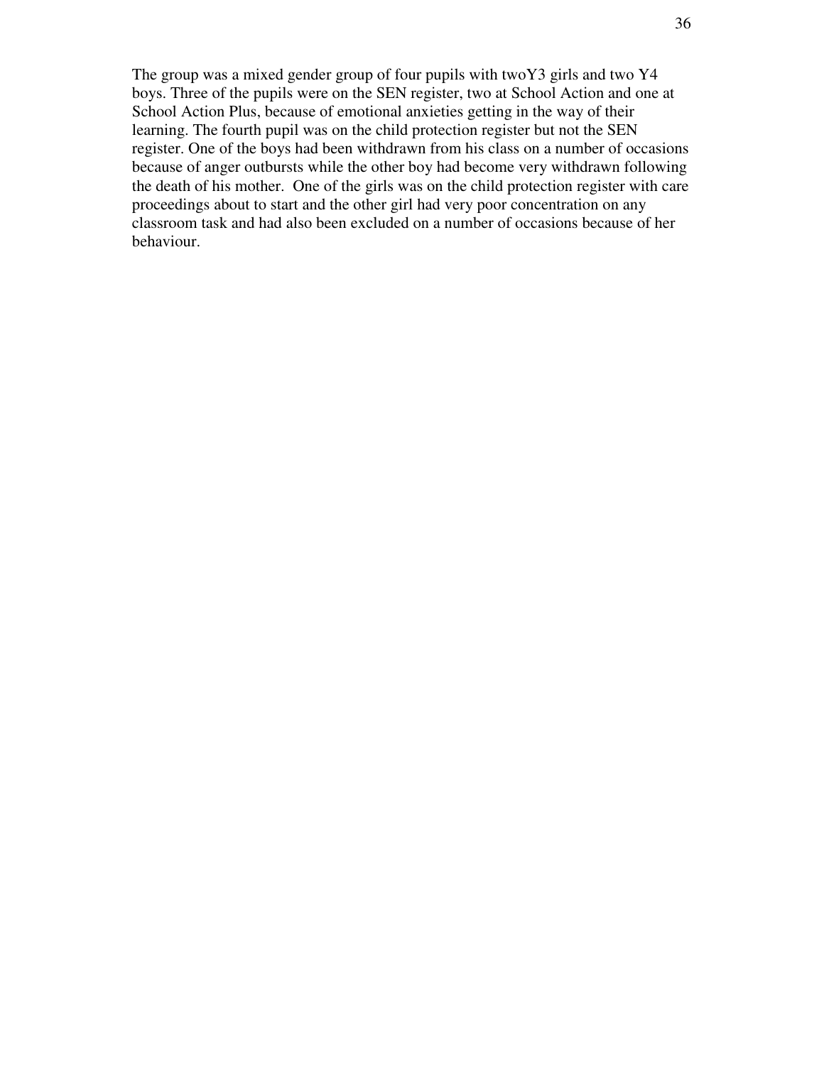The group was a mixed gender group of four pupils with twoY3 girls and two Y4 boys. Three of the pupils were on the SEN register, two at School Action and one at School Action Plus, because of emotional anxieties getting in the way of their learning. The fourth pupil was on the child protection register but not the SEN register. One of the boys had been withdrawn from his class on a number of occasions because of anger outbursts while the other boy had become very withdrawn following the death of his mother.  One of the girls was on the child protection register with care proceedings about to start and the other girl had very poor concentration on any classroom task and had also been excluded on a number of occasions because of her behaviour.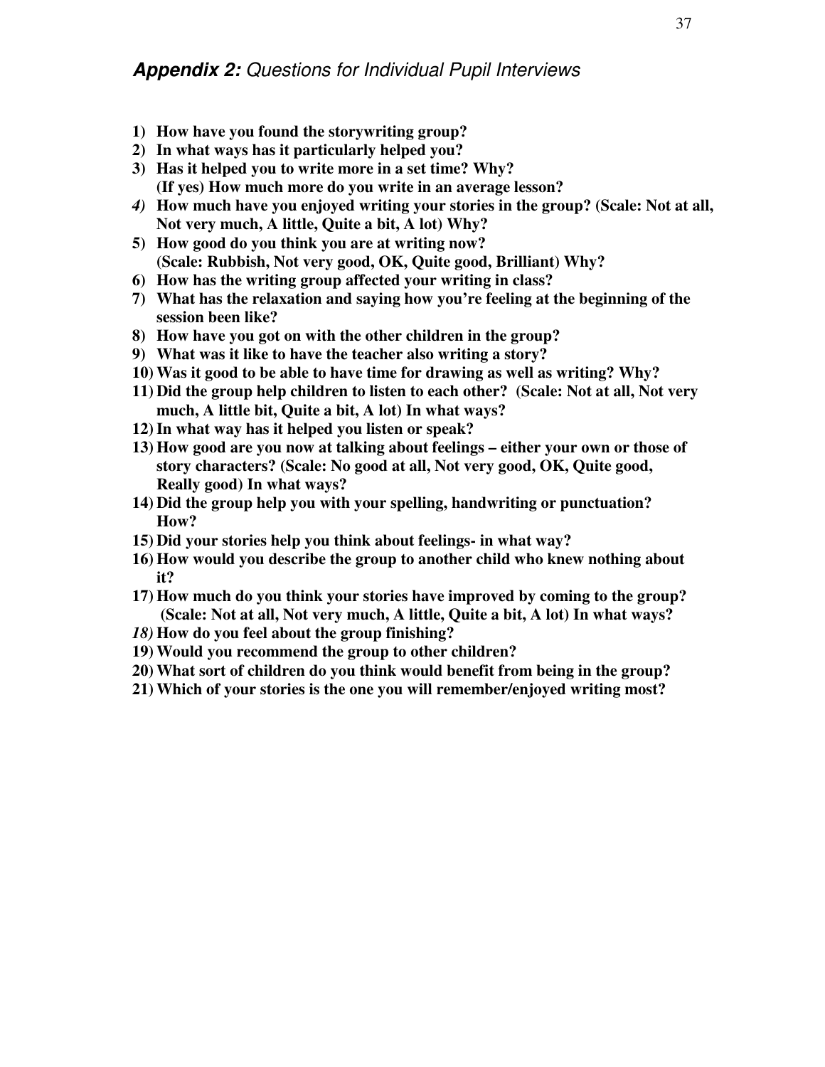## ***Appendix 2:*** *Questions for Individual Pupil Interviews*

1) **How have you found the storywriting group?**
2) **In what ways has it particularly helped you?**
3) **Has it helped you to write more in a set time? Why?**
   **(If yes) How much more do you write in an average lesson?**
4) **How much have you enjoyed writing your stories in the group? (Scale: Not at all, Not very much, A little, Quite a bit, A lot) Why?**
5) **How good do you think you are at writing now?**
   **(Scale: Rubbish, Not very good, OK, Quite good, Brilliant) Why?**
6) **How has the writing group affected your writing in class?**
7) **What has the relaxation and saying how you're feeling at the beginning of the session been like?**
8) **How have you got on with the other children in the group?**
9) **What was it like to have the teacher also writing a story?**
10) **Was it good to be able to have time for drawing as well as writing? Why?**
11) **Did the group help children to listen to each other? (Scale: Not at all, Not very much, A little bit, Quite a bit, A lot) In what ways?**
12) **In what way has it helped you listen or speak?**
13) **How good are you now at talking about feelings – either your own or those of story characters? (Scale: No good at all, Not very good, OK, Quite good, Really good) In what ways?**
14) **Did the group help you with your spelling, handwriting or punctuation? How?**
15) **Did your stories help you think about feelings- in what way?**
16) **How would you describe the group to another child who knew nothing about it?**
17) **How much do you think your stories have improved by coming to the group? (Scale: Not at all, Not very much, A little, Quite a bit, A lot) In what ways?**
18) **How do you feel about the group finishing?**
19) **Would you recommend the group to other children?**
20) **What sort of children do you think would benefit from being in the group?**
21) **Which of your stories is the one you will remember/enjoyed writing most?**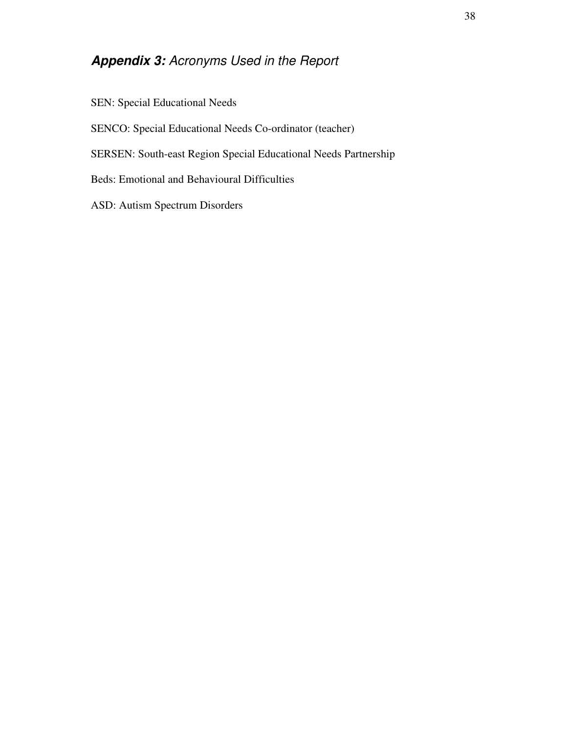## ***Appendix 3:*** *Acronyms Used in the Report*

SEN: Special Educational Needs

SENCO: Special Educational Needs Co-ordinator (teacher)

SERSEN: South-east Region Special Educational Needs Partnership

Beds: Emotional and Behavioural Difficulties

ASD: Autism Spectrum Disorders